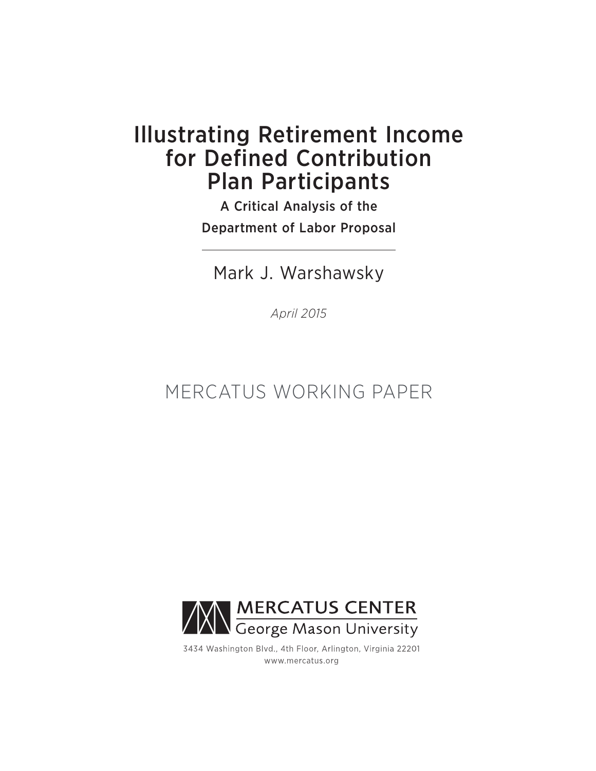# Illustrating Retirement Income for Defined Contribution Plan Participants

## A Critical Analysis of the Department of Labor Proposal

Mark J. Warshawsky

*April 2015*

MERCATUS WORKING PAPER

MERCATUS CENTER
George Mason University

3434 Washington Blvd., 4th Floor, Arlington, Virginia 22201
www.mercatus.org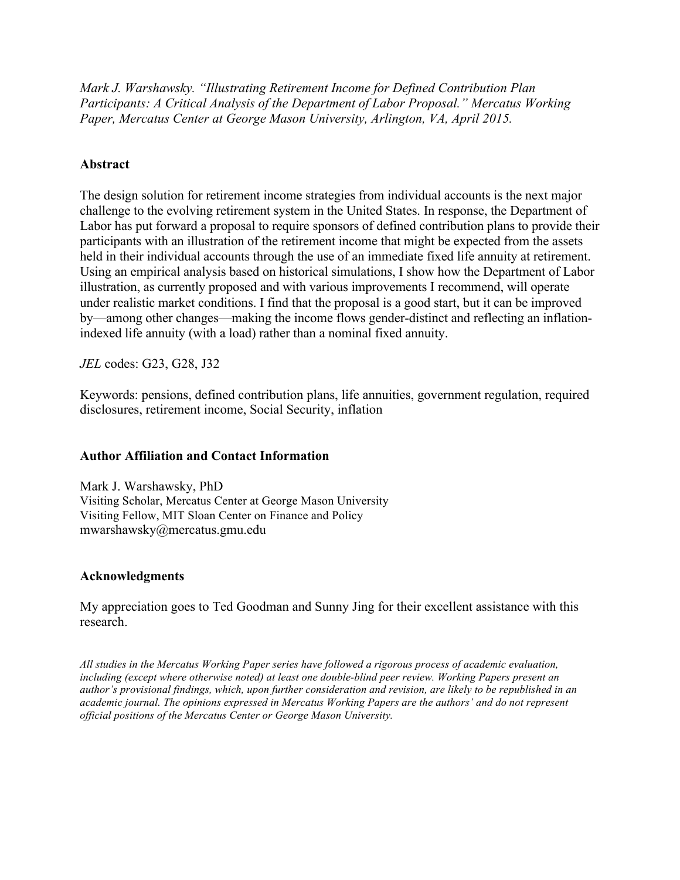*Mark J. Warshawsky. "Illustrating Retirement Income for Defined Contribution Plan Participants: A Critical Analysis of the Department of Labor Proposal." Mercatus Working Paper, Mercatus Center at George Mason University, Arlington, VA, April 2015.*

## Abstract

The design solution for retirement income strategies from individual accounts is the next major challenge to the evolving retirement system in the United States. In response, the Department of Labor has put forward a proposal to require sponsors of defined contribution plans to provide their participants with an illustration of the retirement income that might be expected from the assets held in their individual accounts through the use of an immediate fixed life annuity at retirement. Using an empirical analysis based on historical simulations, I show how the Department of Labor illustration, as currently proposed and with various improvements I recommend, will operate under realistic market conditions. I find that the proposal is a good start, but it can be improved by—among other changes—making the income flows gender-distinct and reflecting an inflation-indexed life annuity (with a load) rather than a nominal fixed annuity.

*JEL* codes: G23, G28, J32

Keywords: pensions, defined contribution plans, life annuities, government regulation, required disclosures, retirement income, Social Security, inflation

## Author Affiliation and Contact Information

Mark J. Warshawsky, PhD
Visiting Scholar, Mercatus Center at George Mason University
Visiting Fellow, MIT Sloan Center on Finance and Policy
mwarshawsky@mercatus.gmu.edu

## Acknowledgments

My appreciation goes to Ted Goodman and Sunny Jing for their excellent assistance with this research.

*All studies in the Mercatus Working Paper series have followed a rigorous process of academic evaluation, including (except where otherwise noted) at least one double-blind peer review. Working Papers present an author's provisional findings, which, upon further consideration and revision, are likely to be republished in an academic journal. The opinions expressed in Mercatus Working Papers are the authors' and do not represent official positions of the Mercatus Center or George Mason University.*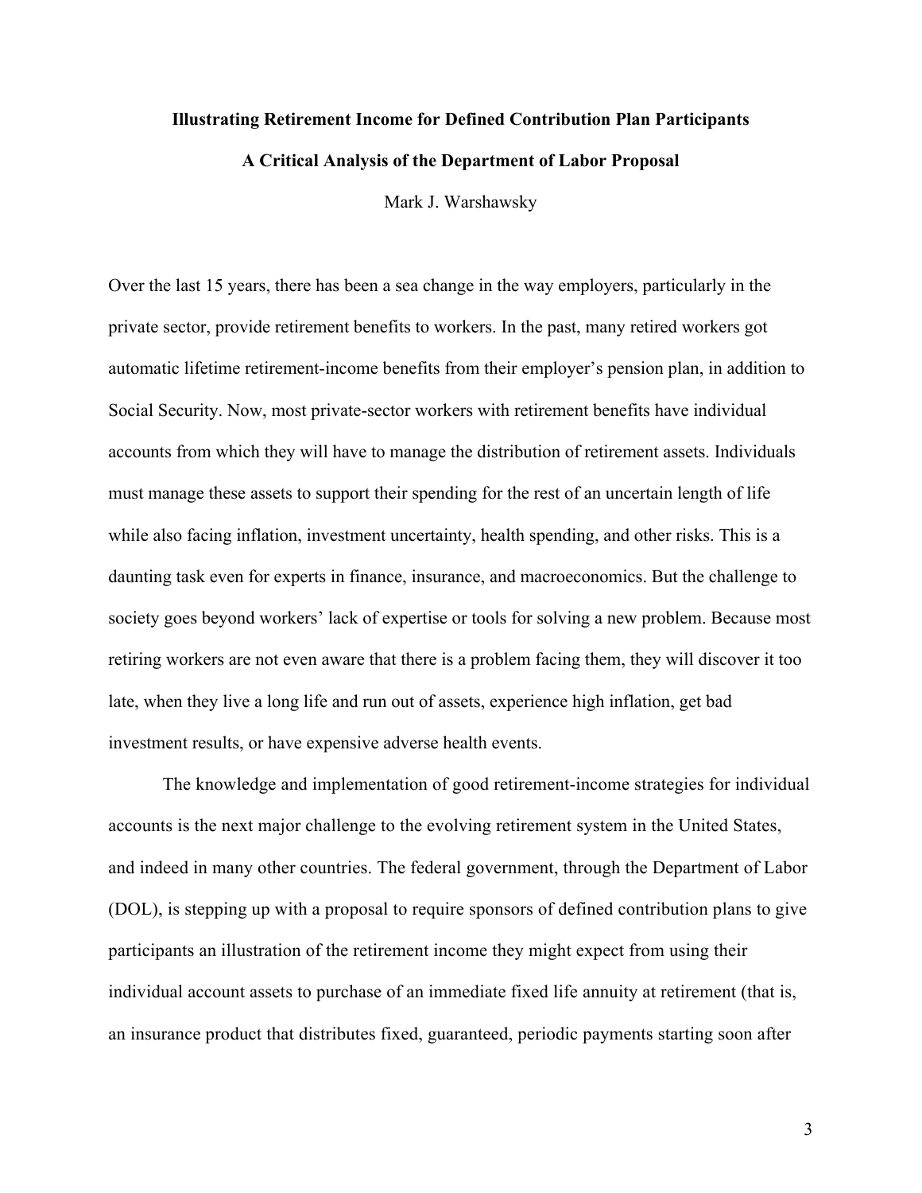**Illustrating Retirement Income for Defined Contribution Plan Participants**

**A Critical Analysis of the Department of Labor Proposal**

Mark J. Warshawsky

Over the last 15 years, there has been a sea change in the way employers, particularly in the private sector, provide retirement benefits to workers. In the past, many retired workers got automatic lifetime retirement-income benefits from their employer's pension plan, in addition to Social Security. Now, most private-sector workers with retirement benefits have individual accounts from which they will have to manage the distribution of retirement assets. Individuals must manage these assets to support their spending for the rest of an uncertain length of life while also facing inflation, investment uncertainty, health spending, and other risks. This is a daunting task even for experts in finance, insurance, and macroeconomics. But the challenge to society goes beyond workers' lack of expertise or tools for solving a new problem. Because most retiring workers are not even aware that there is a problem facing them, they will discover it too late, when they live a long life and run out of assets, experience high inflation, get bad investment results, or have expensive adverse health events.

The knowledge and implementation of good retirement-income strategies for individual accounts is the next major challenge to the evolving retirement system in the United States, and indeed in many other countries. The federal government, through the Department of Labor (DOL), is stepping up with a proposal to require sponsors of defined contribution plans to give participants an illustration of the retirement income they might expect from using their individual account assets to purchase of an immediate fixed life annuity at retirement (that is, an insurance product that distributes fixed, guaranteed, periodic payments starting soon after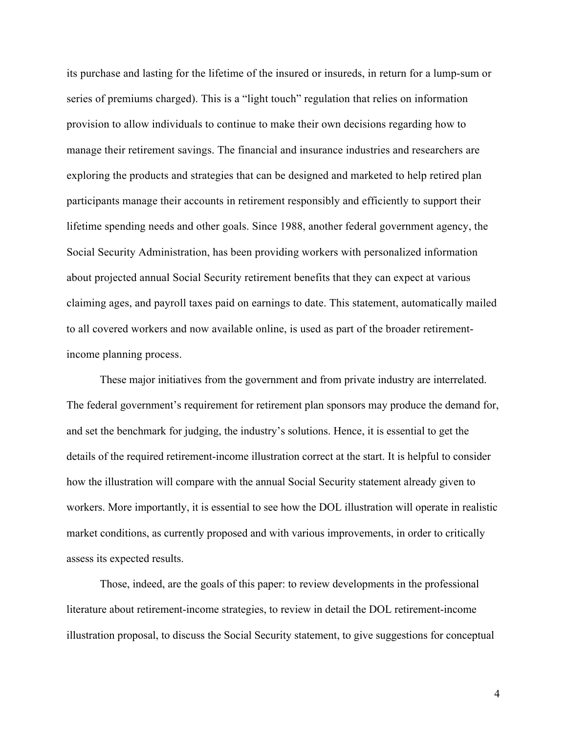its purchase and lasting for the lifetime of the insured or insureds, in return for a lump-sum or series of premiums charged). This is a "light touch" regulation that relies on information provision to allow individuals to continue to make their own decisions regarding how to manage their retirement savings. The financial and insurance industries and researchers are exploring the products and strategies that can be designed and marketed to help retired plan participants manage their accounts in retirement responsibly and efficiently to support their lifetime spending needs and other goals. Since 1988, another federal government agency, the Social Security Administration, has been providing workers with personalized information about projected annual Social Security retirement benefits that they can expect at various claiming ages, and payroll taxes paid on earnings to date. This statement, automatically mailed to all covered workers and now available online, is used as part of the broader retirement-income planning process.

These major initiatives from the government and from private industry are interrelated. The federal government's requirement for retirement plan sponsors may produce the demand for, and set the benchmark for judging, the industry's solutions. Hence, it is essential to get the details of the required retirement-income illustration correct at the start. It is helpful to consider how the illustration will compare with the annual Social Security statement already given to workers. More importantly, it is essential to see how the DOL illustration will operate in realistic market conditions, as currently proposed and with various improvements, in order to critically assess its expected results.

Those, indeed, are the goals of this paper: to review developments in the professional literature about retirement-income strategies, to review in detail the DOL retirement-income illustration proposal, to discuss the Social Security statement, to give suggestions for conceptual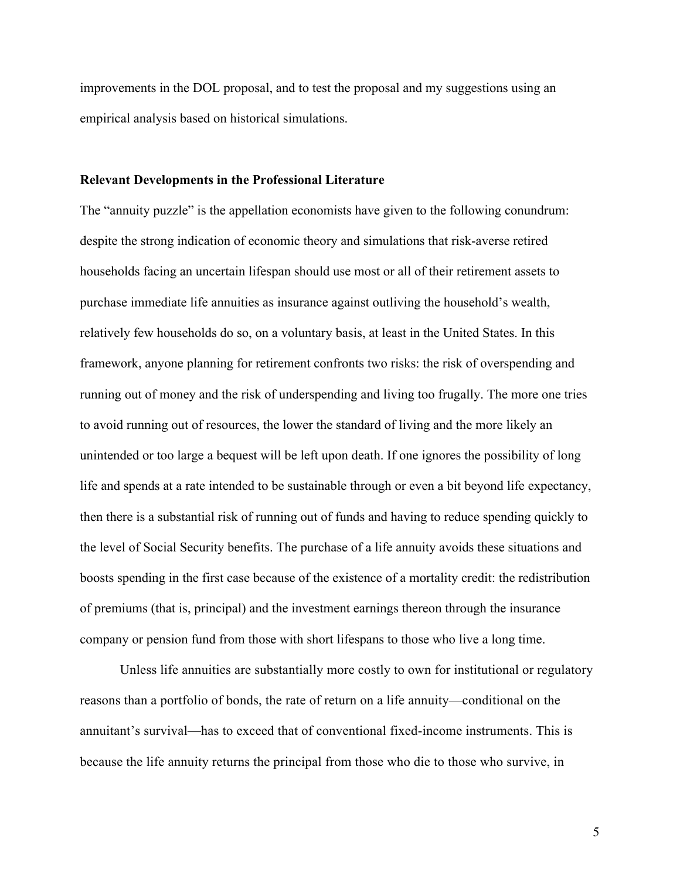improvements in the DOL proposal, and to test the proposal and my suggestions using an empirical analysis based on historical simulations.

**Relevant Developments in the Professional Literature**

The "annuity puzzle" is the appellation economists have given to the following conundrum: despite the strong indication of economic theory and simulations that risk-averse retired households facing an uncertain lifespan should use most or all of their retirement assets to purchase immediate life annuities as insurance against outliving the household's wealth, relatively few households do so, on a voluntary basis, at least in the United States. In this framework, anyone planning for retirement confronts two risks: the risk of overspending and running out of money and the risk of underspending and living too frugally. The more one tries to avoid running out of resources, the lower the standard of living and the more likely an unintended or too large a bequest will be left upon death. If one ignores the possibility of long life and spends at a rate intended to be sustainable through or even a bit beyond life expectancy, then there is a substantial risk of running out of funds and having to reduce spending quickly to the level of Social Security benefits. The purchase of a life annuity avoids these situations and boosts spending in the first case because of the existence of a mortality credit: the redistribution of premiums (that is, principal) and the investment earnings thereon through the insurance company or pension fund from those with short lifespans to those who live a long time.

Unless life annuities are substantially more costly to own for institutional or regulatory reasons than a portfolio of bonds, the rate of return on a life annuity—conditional on the annuitant's survival—has to exceed that of conventional fixed-income instruments. This is because the life annuity returns the principal from those who die to those who survive, in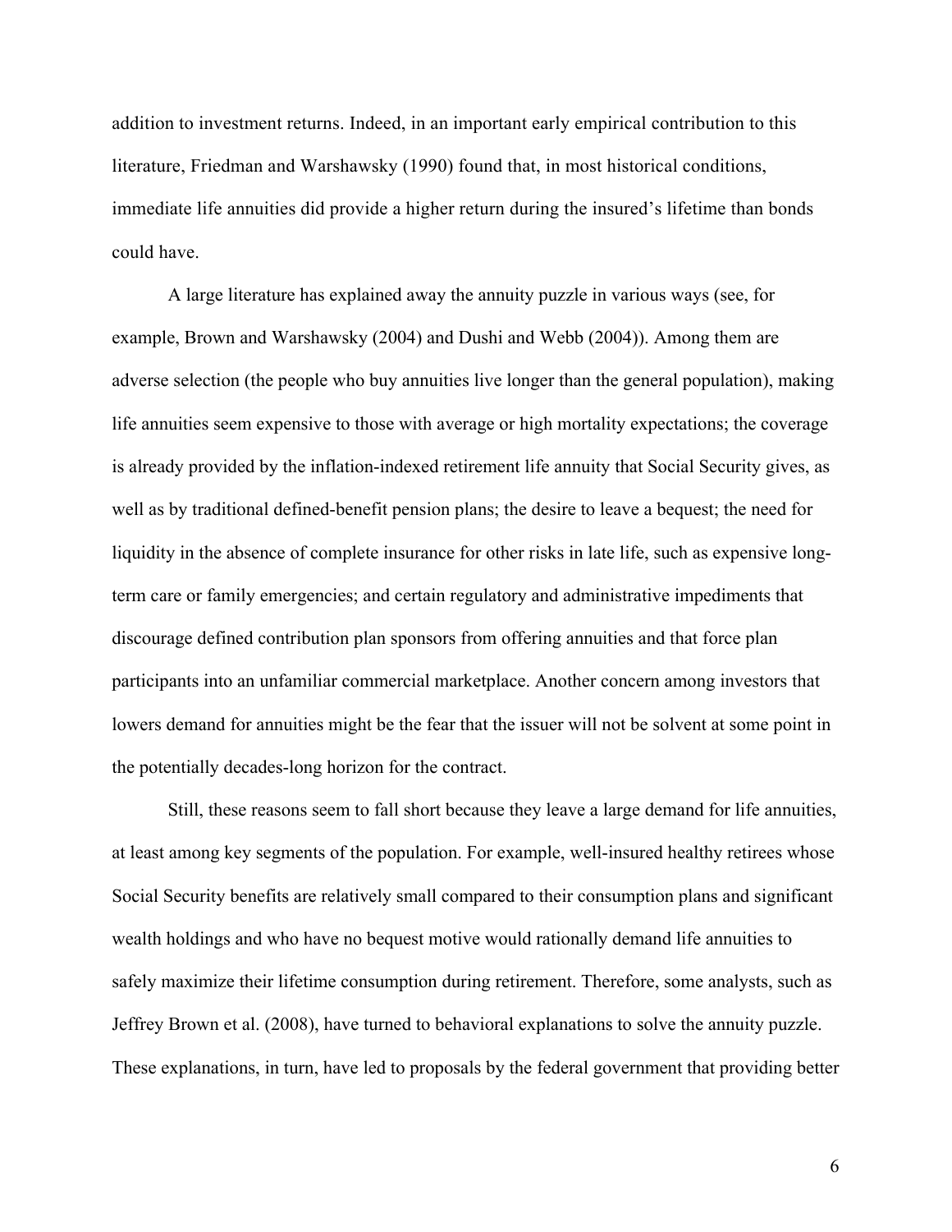addition to investment returns. Indeed, in an important early empirical contribution to this literature, Friedman and Warshawsky (1990) found that, in most historical conditions, immediate life annuities did provide a higher return during the insured's lifetime than bonds could have.

A large literature has explained away the annuity puzzle in various ways (see, for example, Brown and Warshawsky (2004) and Dushi and Webb (2004)). Among them are adverse selection (the people who buy annuities live longer than the general population), making life annuities seem expensive to those with average or high mortality expectations; the coverage is already provided by the inflation-indexed retirement life annuity that Social Security gives, as well as by traditional defined-benefit pension plans; the desire to leave a bequest; the need for liquidity in the absence of complete insurance for other risks in late life, such as expensive long-term care or family emergencies; and certain regulatory and administrative impediments that discourage defined contribution plan sponsors from offering annuities and that force plan participants into an unfamiliar commercial marketplace. Another concern among investors that lowers demand for annuities might be the fear that the issuer will not be solvent at some point in the potentially decades-long horizon for the contract.

Still, these reasons seem to fall short because they leave a large demand for life annuities, at least among key segments of the population. For example, well-insured healthy retirees whose Social Security benefits are relatively small compared to their consumption plans and significant wealth holdings and who have no bequest motive would rationally demand life annuities to safely maximize their lifetime consumption during retirement. Therefore, some analysts, such as Jeffrey Brown et al. (2008), have turned to behavioral explanations to solve the annuity puzzle. These explanations, in turn, have led to proposals by the federal government that providing better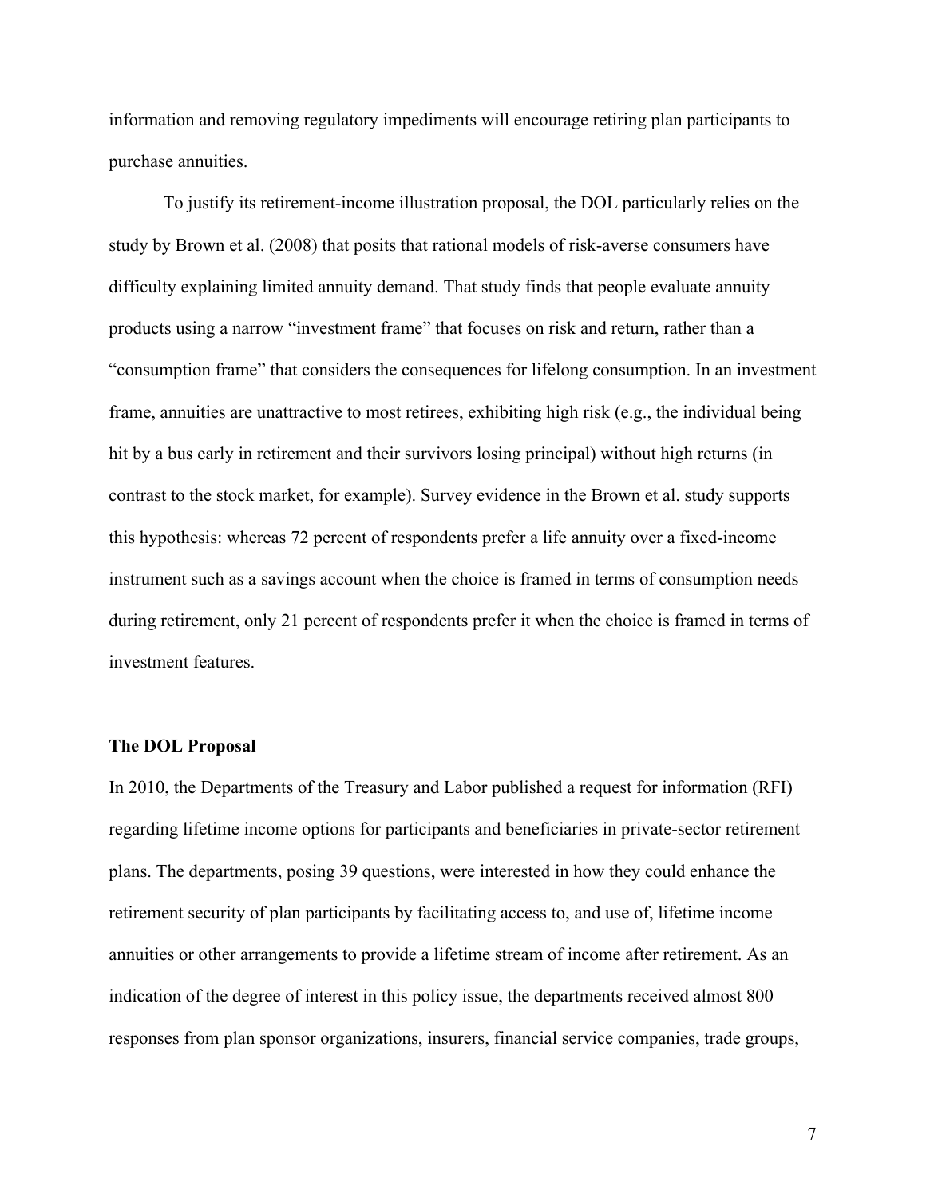information and removing regulatory impediments will encourage retiring plan participants to purchase annuities.

To justify its retirement-income illustration proposal, the DOL particularly relies on the study by Brown et al. (2008) that posits that rational models of risk-averse consumers have difficulty explaining limited annuity demand. That study finds that people evaluate annuity products using a narrow "investment frame" that focuses on risk and return, rather than a "consumption frame" that considers the consequences for lifelong consumption. In an investment frame, annuities are unattractive to most retirees, exhibiting high risk (e.g., the individual being hit by a bus early in retirement and their survivors losing principal) without high returns (in contrast to the stock market, for example). Survey evidence in the Brown et al. study supports this hypothesis: whereas 72 percent of respondents prefer a life annuity over a fixed-income instrument such as a savings account when the choice is framed in terms of consumption needs during retirement, only 21 percent of respondents prefer it when the choice is framed in terms of investment features.

## The DOL Proposal

In 2010, the Departments of the Treasury and Labor published a request for information (RFI) regarding lifetime income options for participants and beneficiaries in private-sector retirement plans. The departments, posing 39 questions, were interested in how they could enhance the retirement security of plan participants by facilitating access to, and use of, lifetime income annuities or other arrangements to provide a lifetime stream of income after retirement. As an indication of the degree of interest in this policy issue, the departments received almost 800 responses from plan sponsor organizations, insurers, financial service companies, trade groups,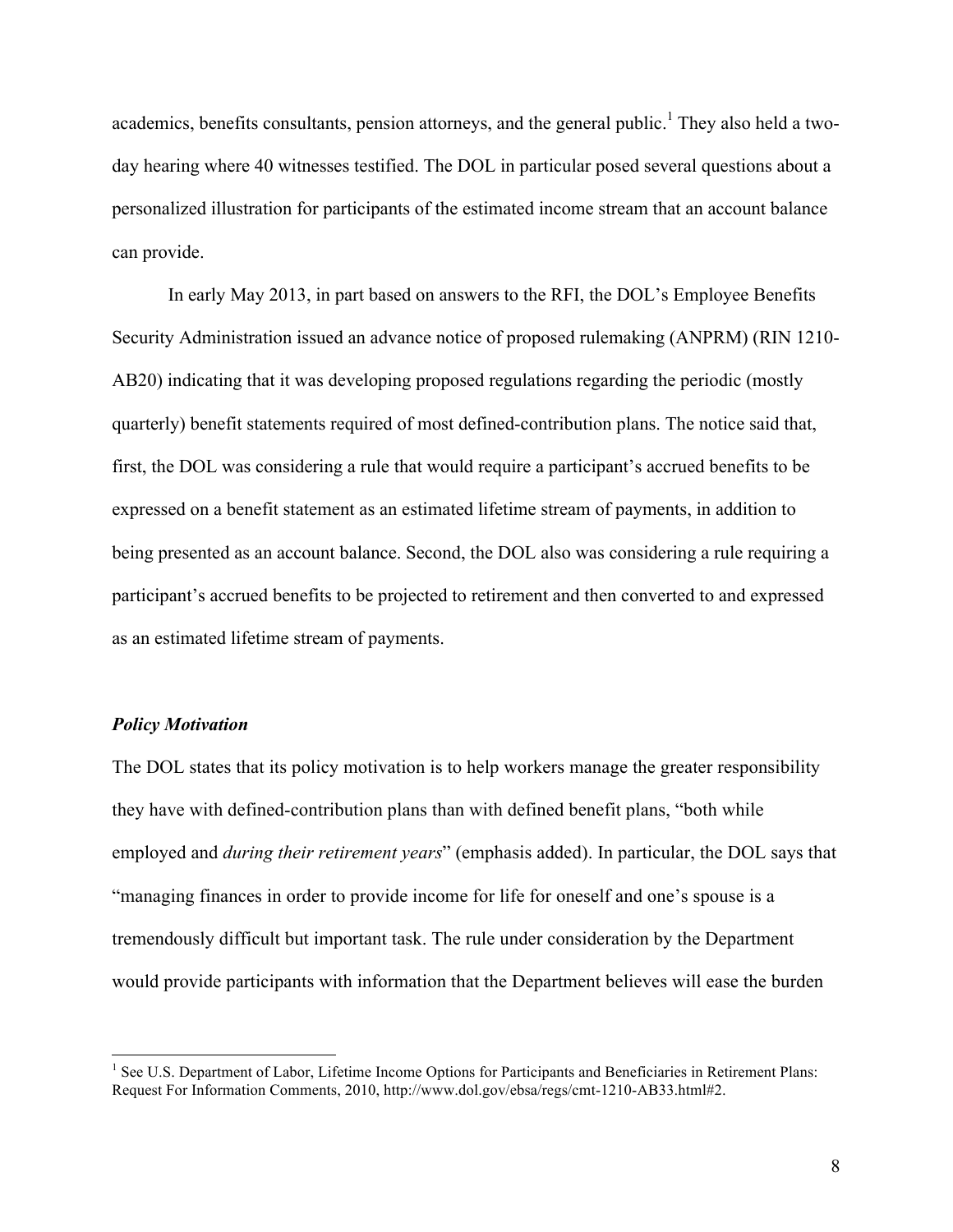academics, benefits consultants, pension attorneys, and the general public.[1] They also held a two-day hearing where 40 witnesses testified. The DOL in particular posed several questions about a personalized illustration for participants of the estimated income stream that an account balance can provide.

In early May 2013, in part based on answers to the RFI, the DOL's Employee Benefits Security Administration issued an advance notice of proposed rulemaking (ANPRM) (RIN 1210-AB20) indicating that it was developing proposed regulations regarding the periodic (mostly quarterly) benefit statements required of most defined-contribution plans. The notice said that, first, the DOL was considering a rule that would require a participant's accrued benefits to be expressed on a benefit statement as an estimated lifetime stream of payments, in addition to being presented as an account balance. Second, the DOL also was considering a rule requiring a participant's accrued benefits to be projected to retirement and then converted to and expressed as an estimated lifetime stream of payments.

### *Policy Motivation*

The DOL states that its policy motivation is to help workers manage the greater responsibility they have with defined-contribution plans than with defined benefit plans, "both while employed and *during their retirement years*" (emphasis added). In particular, the DOL says that "managing finances in order to provide income for life for oneself and one's spouse is a tremendously difficult but important task. The rule under consideration by the Department would provide participants with information that the Department believes will ease the burden

[1] See U.S. Department of Labor, Lifetime Income Options for Participants and Beneficiaries in Retirement Plans: Request For Information Comments, 2010, http://www.dol.gov/ebsa/regs/cmt-1210-AB33.html#2.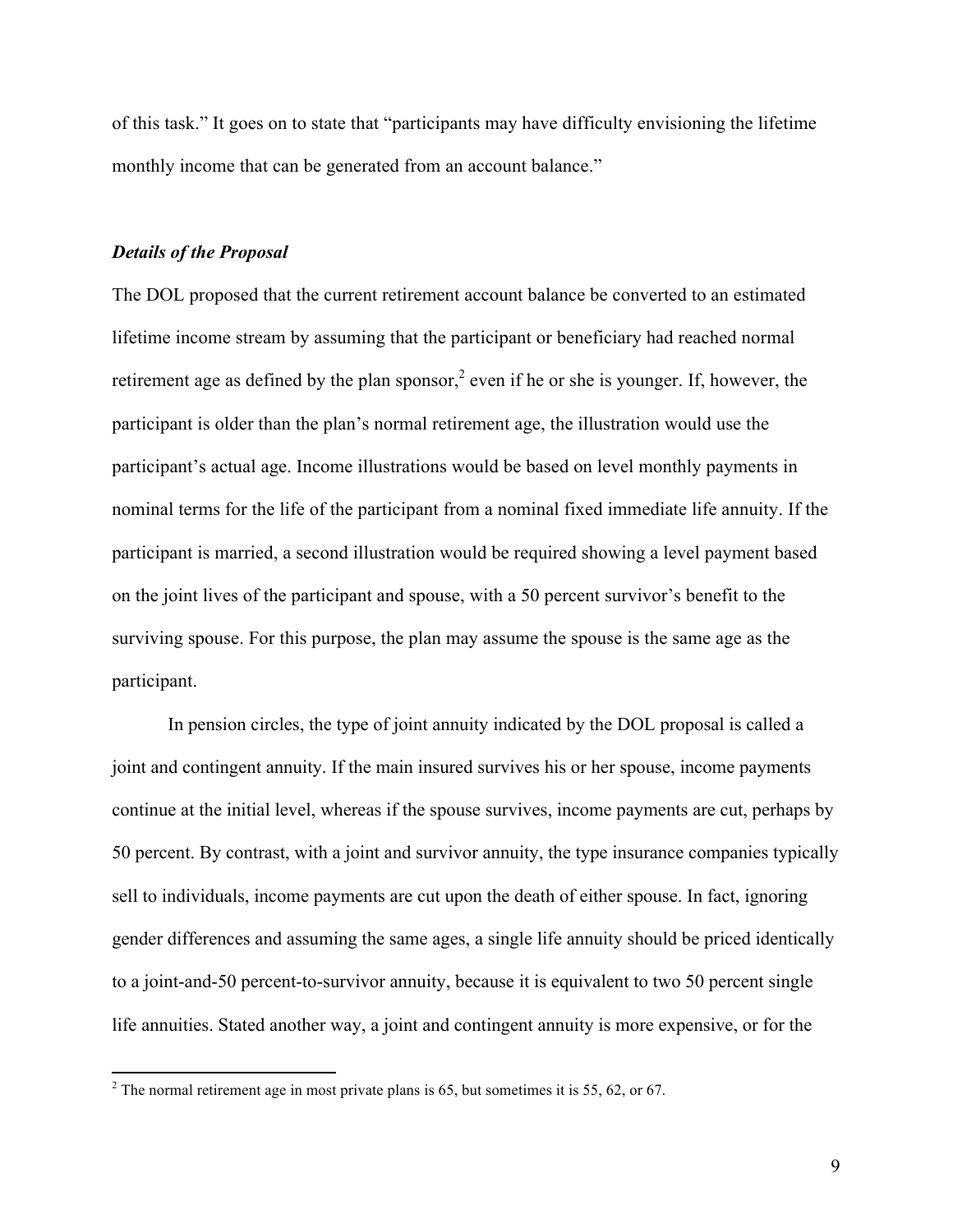of this task." It goes on to state that "participants may have difficulty envisioning the lifetime monthly income that can be generated from an account balance."

### *Details of the Proposal*

The DOL proposed that the current retirement account balance be converted to an estimated lifetime income stream by assuming that the participant or beneficiary had reached normal retirement age as defined by the plan sponsor,[2] even if he or she is younger. If, however, the participant is older than the plan's normal retirement age, the illustration would use the participant's actual age. Income illustrations would be based on level monthly payments in nominal terms for the life of the participant from a nominal fixed immediate life annuity. If the participant is married, a second illustration would be required showing a level payment based on the joint lives of the participant and spouse, with a 50 percent survivor's benefit to the surviving spouse. For this purpose, the plan may assume the spouse is the same age as the participant.

In pension circles, the type of joint annuity indicated by the DOL proposal is called a joint and contingent annuity. If the main insured survives his or her spouse, income payments continue at the initial level, whereas if the spouse survives, income payments are cut, perhaps by 50 percent. By contrast, with a joint and survivor annuity, the type insurance companies typically sell to individuals, income payments are cut upon the death of either spouse. In fact, ignoring gender differences and assuming the same ages, a single life annuity should be priced identically to a joint-and-50 percent-to-survivor annuity, because it is equivalent to two 50 percent single life annuities. Stated another way, a joint and contingent annuity is more expensive, or for the

[2] The normal retirement age in most private plans is 65, but sometimes it is 55, 62, or 67.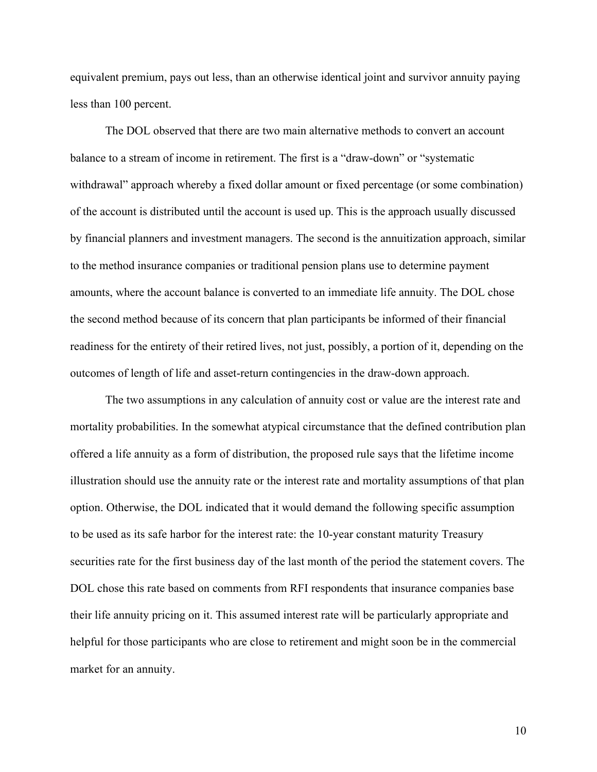equivalent premium, pays out less, than an otherwise identical joint and survivor annuity paying less than 100 percent.

The DOL observed that there are two main alternative methods to convert an account balance to a stream of income in retirement. The first is a "draw-down" or "systematic withdrawal" approach whereby a fixed dollar amount or fixed percentage (or some combination) of the account is distributed until the account is used up. This is the approach usually discussed by financial planners and investment managers. The second is the annuitization approach, similar to the method insurance companies or traditional pension plans use to determine payment amounts, where the account balance is converted to an immediate life annuity. The DOL chose the second method because of its concern that plan participants be informed of their financial readiness for the entirety of their retired lives, not just, possibly, a portion of it, depending on the outcomes of length of life and asset-return contingencies in the draw-down approach.

The two assumptions in any calculation of annuity cost or value are the interest rate and mortality probabilities. In the somewhat atypical circumstance that the defined contribution plan offered a life annuity as a form of distribution, the proposed rule says that the lifetime income illustration should use the annuity rate or the interest rate and mortality assumptions of that plan option. Otherwise, the DOL indicated that it would demand the following specific assumption to be used as its safe harbor for the interest rate: the 10-year constant maturity Treasury securities rate for the first business day of the last month of the period the statement covers. The DOL chose this rate based on comments from RFI respondents that insurance companies base their life annuity pricing on it. This assumed interest rate will be particularly appropriate and helpful for those participants who are close to retirement and might soon be in the commercial market for an annuity.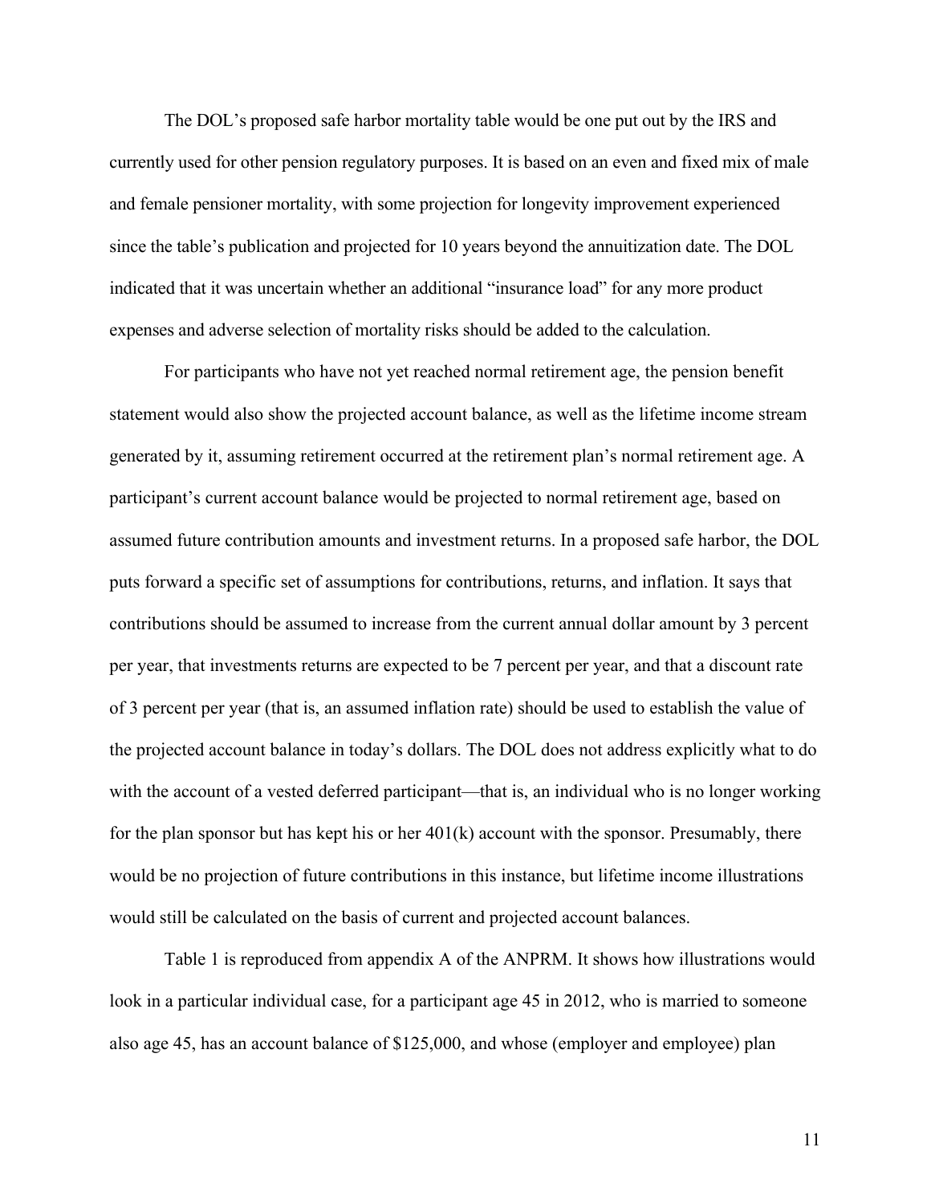The DOL's proposed safe harbor mortality table would be one put out by the IRS and currently used for other pension regulatory purposes. It is based on an even and fixed mix of male and female pensioner mortality, with some projection for longevity improvement experienced since the table's publication and projected for 10 years beyond the annuitization date. The DOL indicated that it was uncertain whether an additional "insurance load" for any more product expenses and adverse selection of mortality risks should be added to the calculation.

For participants who have not yet reached normal retirement age, the pension benefit statement would also show the projected account balance, as well as the lifetime income stream generated by it, assuming retirement occurred at the retirement plan's normal retirement age. A participant's current account balance would be projected to normal retirement age, based on assumed future contribution amounts and investment returns. In a proposed safe harbor, the DOL puts forward a specific set of assumptions for contributions, returns, and inflation. It says that contributions should be assumed to increase from the current annual dollar amount by 3 percent per year, that investments returns are expected to be 7 percent per year, and that a discount rate of 3 percent per year (that is, an assumed inflation rate) should be used to establish the value of the projected account balance in today's dollars. The DOL does not address explicitly what to do with the account of a vested deferred participant—that is, an individual who is no longer working for the plan sponsor but has kept his or her 401(k) account with the sponsor. Presumably, there would be no projection of future contributions in this instance, but lifetime income illustrations would still be calculated on the basis of current and projected account balances.

Table 1 is reproduced from appendix A of the ANPRM. It shows how illustrations would look in a particular individual case, for a participant age 45 in 2012, who is married to someone also age 45, has an account balance of $125,000, and whose (employer and employee) plan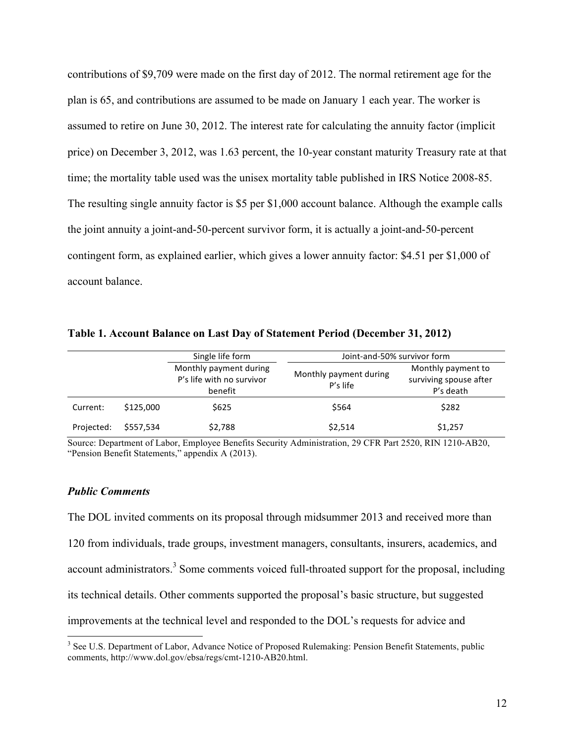contributions of $9,709 were made on the first day of 2012. The normal retirement age for the plan is 65, and contributions are assumed to be made on January 1 each year. The worker is assumed to retire on June 30, 2012. The interest rate for calculating the annuity factor (implicit price) on December 3, 2012, was 1.63 percent, the 10-year constant maturity Treasury rate at that time; the mortality table used was the unisex mortality table published in IRS Notice 2008-85. The resulting single annuity factor is $5 per $1,000 account balance. Although the example calls the joint annuity a joint-and-50-percent survivor form, it is actually a joint-and-50-percent contingent form, as explained earlier, which gives a lower annuity factor: $4.51 per $1,000 of account balance.

**Table 1. Account Balance on Last Day of Statement Period (December 31, 2012)**

| | | Single life form | Joint-and-50% survivor form | |
|---|---|---|---|---|
| | | Monthly payment during P's life with no survivor benefit | Monthly payment during P's life | Monthly payment to surviving spouse after P's death |
| Current: | $125,000 | $625 | $564 | $282 |
| Projected: | $557,534 | $2,788 | $2,514 | $1,257 |

Source: Department of Labor, Employee Benefits Security Administration, 29 CFR Part 2520, RIN 1210-AB20, "Pension Benefit Statements," appendix A (2013).

### *Public Comments*

The DOL invited comments on its proposal through midsummer 2013 and received more than 120 from individuals, trade groups, investment managers, consultants, insurers, academics, and account administrators.[3] Some comments voiced full-throated support for the proposal, including its technical details. Other comments supported the proposal's basic structure, but suggested improvements at the technical level and responded to the DOL's requests for advice and

[3] See U.S. Department of Labor, Advance Notice of Proposed Rulemaking: Pension Benefit Statements, public comments, http://www.dol.gov/ebsa/regs/cmt-1210-AB20.html.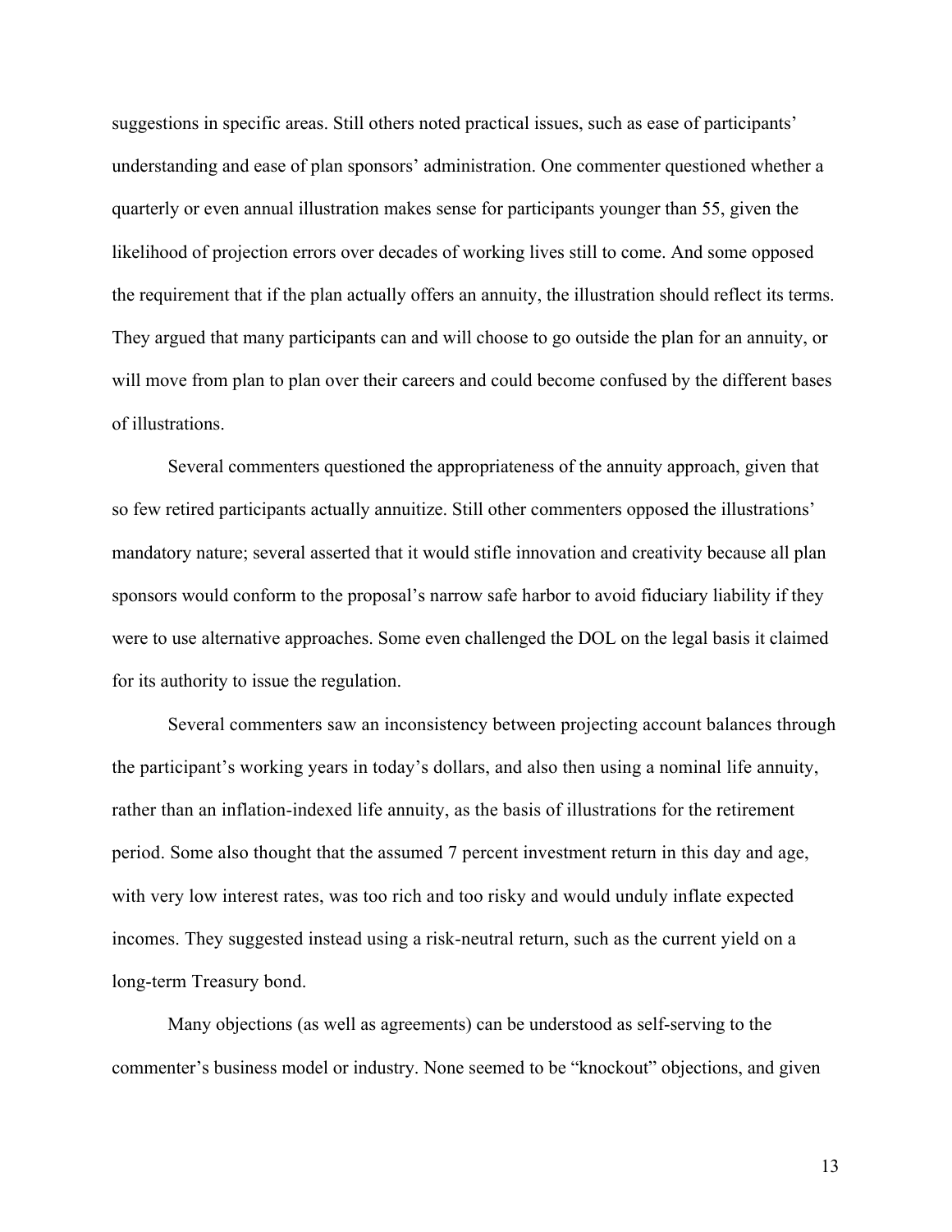suggestions in specific areas. Still others noted practical issues, such as ease of participants' understanding and ease of plan sponsors' administration. One commenter questioned whether a quarterly or even annual illustration makes sense for participants younger than 55, given the likelihood of projection errors over decades of working lives still to come. And some opposed the requirement that if the plan actually offers an annuity, the illustration should reflect its terms. They argued that many participants can and will choose to go outside the plan for an annuity, or will move from plan to plan over their careers and could become confused by the different bases of illustrations.

Several commenters questioned the appropriateness of the annuity approach, given that so few retired participants actually annuitize. Still other commenters opposed the illustrations' mandatory nature; several asserted that it would stifle innovation and creativity because all plan sponsors would conform to the proposal's narrow safe harbor to avoid fiduciary liability if they were to use alternative approaches. Some even challenged the DOL on the legal basis it claimed for its authority to issue the regulation.

Several commenters saw an inconsistency between projecting account balances through the participant's working years in today's dollars, and also then using a nominal life annuity, rather than an inflation-indexed life annuity, as the basis of illustrations for the retirement period. Some also thought that the assumed 7 percent investment return in this day and age, with very low interest rates, was too rich and too risky and would unduly inflate expected incomes. They suggested instead using a risk-neutral return, such as the current yield on a long-term Treasury bond.

Many objections (as well as agreements) can be understood as self-serving to the commenter's business model or industry. None seemed to be "knockout" objections, and given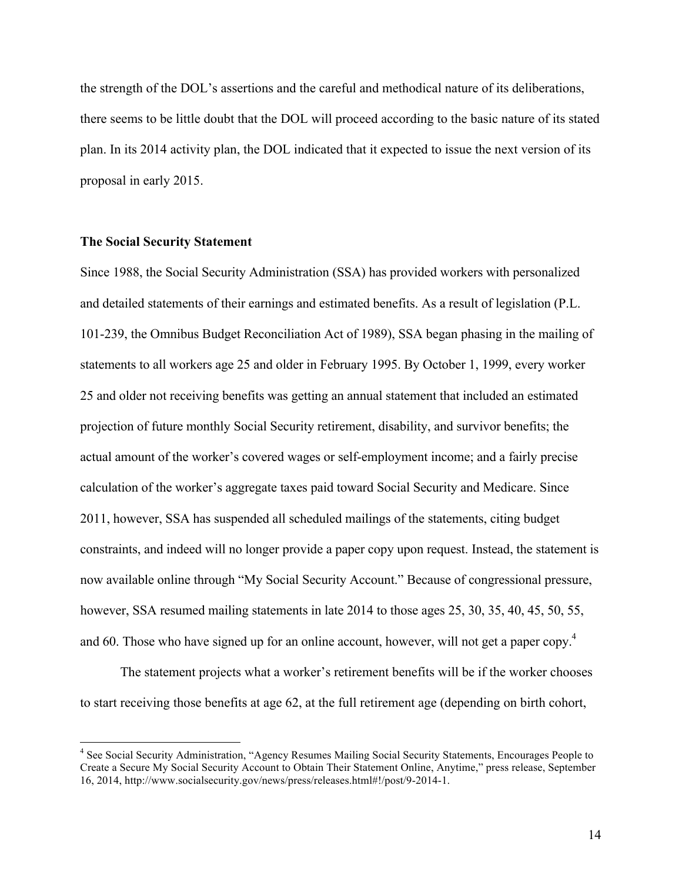the strength of the DOL's assertions and the careful and methodical nature of its deliberations, there seems to be little doubt that the DOL will proceed according to the basic nature of its stated plan. In its 2014 activity plan, the DOL indicated that it expected to issue the next version of its proposal in early 2015.

**The Social Security Statement**

Since 1988, the Social Security Administration (SSA) has provided workers with personalized and detailed statements of their earnings and estimated benefits. As a result of legislation (P.L. 101-239, the Omnibus Budget Reconciliation Act of 1989), SSA began phasing in the mailing of statements to all workers age 25 and older in February 1995. By October 1, 1999, every worker 25 and older not receiving benefits was getting an annual statement that included an estimated projection of future monthly Social Security retirement, disability, and survivor benefits; the actual amount of the worker's covered wages or self-employment income; and a fairly precise calculation of the worker's aggregate taxes paid toward Social Security and Medicare. Since 2011, however, SSA has suspended all scheduled mailings of the statements, citing budget constraints, and indeed will no longer provide a paper copy upon request. Instead, the statement is now available online through "My Social Security Account." Because of congressional pressure, however, SSA resumed mailing statements in late 2014 to those ages 25, 30, 35, 40, 45, 50, 55, and 60. Those who have signed up for an online account, however, will not get a paper copy.[4]

The statement projects what a worker's retirement benefits will be if the worker chooses to start receiving those benefits at age 62, at the full retirement age (depending on birth cohort,

[4] See Social Security Administration, "Agency Resumes Mailing Social Security Statements, Encourages People to Create a Secure My Social Security Account to Obtain Their Statement Online, Anytime," press release, September 16, 2014, http://www.socialsecurity.gov/news/press/releases.html#!/post/9-2014-1.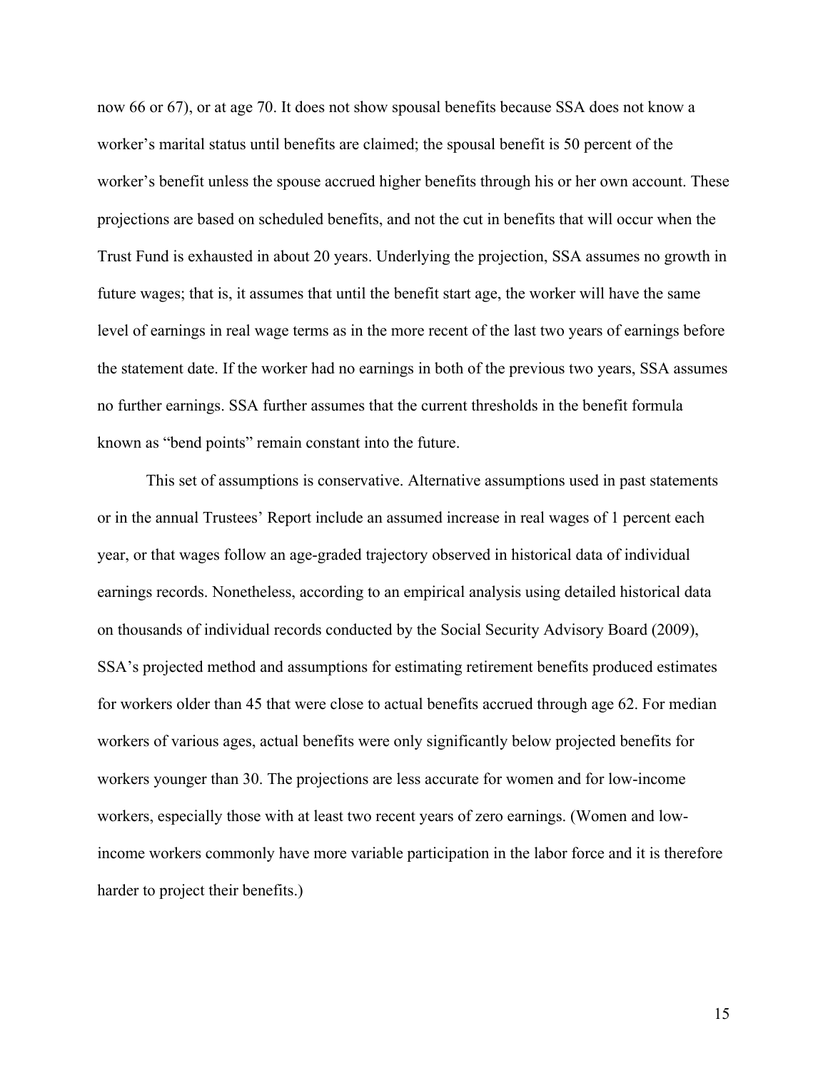now 66 or 67), or at age 70. It does not show spousal benefits because SSA does not know a worker's marital status until benefits are claimed; the spousal benefit is 50 percent of the worker's benefit unless the spouse accrued higher benefits through his or her own account. These projections are based on scheduled benefits, and not the cut in benefits that will occur when the Trust Fund is exhausted in about 20 years. Underlying the projection, SSA assumes no growth in future wages; that is, it assumes that until the benefit start age, the worker will have the same level of earnings in real wage terms as in the more recent of the last two years of earnings before the statement date. If the worker had no earnings in both of the previous two years, SSA assumes no further earnings. SSA further assumes that the current thresholds in the benefit formula known as "bend points" remain constant into the future.

This set of assumptions is conservative. Alternative assumptions used in past statements or in the annual Trustees' Report include an assumed increase in real wages of 1 percent each year, or that wages follow an age-graded trajectory observed in historical data of individual earnings records. Nonetheless, according to an empirical analysis using detailed historical data on thousands of individual records conducted by the Social Security Advisory Board (2009), SSA's projected method and assumptions for estimating retirement benefits produced estimates for workers older than 45 that were close to actual benefits accrued through age 62. For median workers of various ages, actual benefits were only significantly below projected benefits for workers younger than 30. The projections are less accurate for women and for low-income workers, especially those with at least two recent years of zero earnings. (Women and low-income workers commonly have more variable participation in the labor force and it is therefore harder to project their benefits.)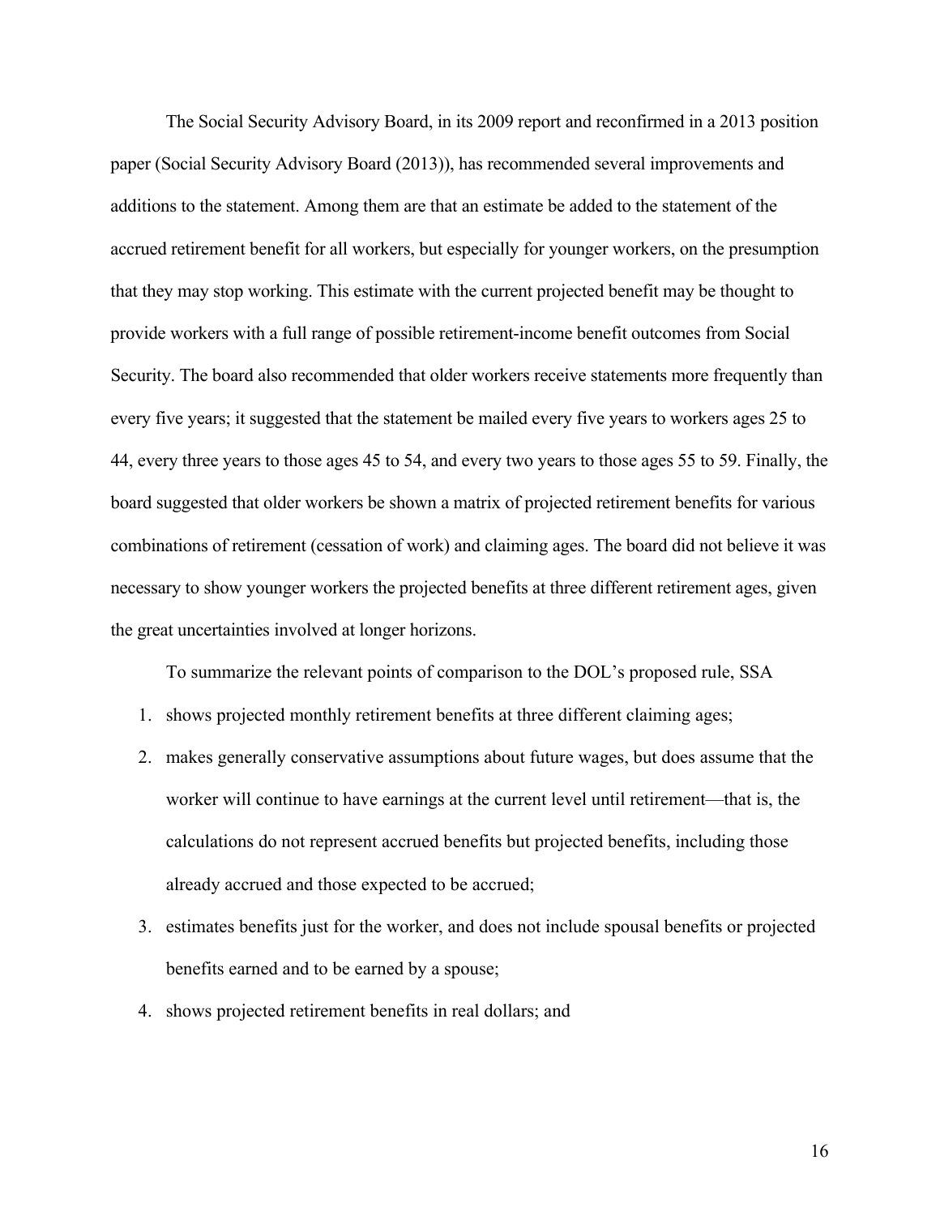The Social Security Advisory Board, in its 2009 report and reconfirmed in a 2013 position paper (Social Security Advisory Board (2013)), has recommended several improvements and additions to the statement. Among them are that an estimate be added to the statement of the accrued retirement benefit for all workers, but especially for younger workers, on the presumption that they may stop working. This estimate with the current projected benefit may be thought to provide workers with a full range of possible retirement-income benefit outcomes from Social Security. The board also recommended that older workers receive statements more frequently than every five years; it suggested that the statement be mailed every five years to workers ages 25 to 44, every three years to those ages 45 to 54, and every two years to those ages 55 to 59. Finally, the board suggested that older workers be shown a matrix of projected retirement benefits for various combinations of retirement (cessation of work) and claiming ages. The board did not believe it was necessary to show younger workers the projected benefits at three different retirement ages, given the great uncertainties involved at longer horizons.

To summarize the relevant points of comparison to the DOL's proposed rule, SSA

1. shows projected monthly retirement benefits at three different claiming ages;
2. makes generally conservative assumptions about future wages, but does assume that the worker will continue to have earnings at the current level until retirement—that is, the calculations do not represent accrued benefits but projected benefits, including those already accrued and those expected to be accrued;
3. estimates benefits just for the worker, and does not include spousal benefits or projected benefits earned and to be earned by a spouse;
4. shows projected retirement benefits in real dollars; and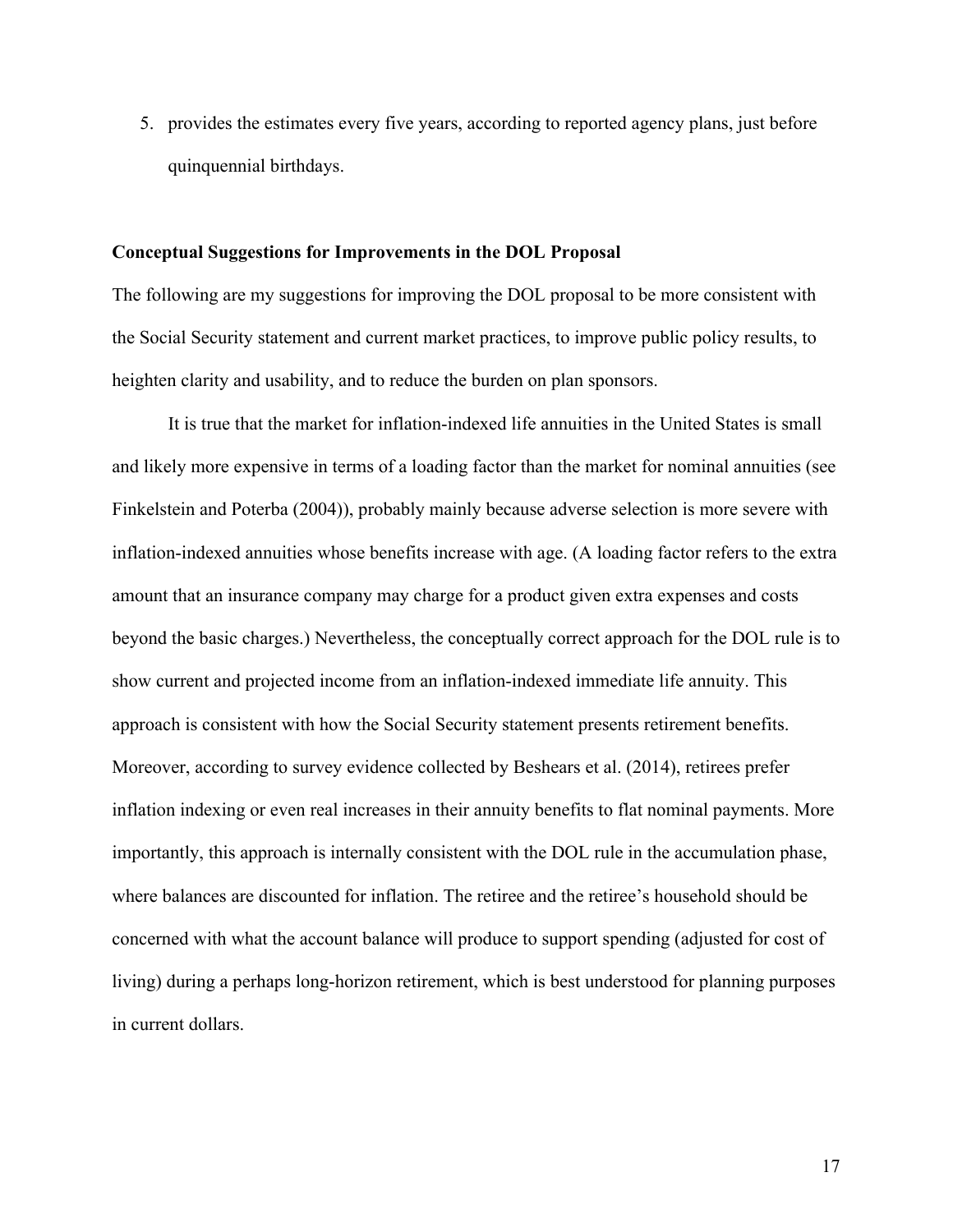5. provides the estimates every five years, according to reported agency plans, just before quinquennial birthdays.

**Conceptual Suggestions for Improvements in the DOL Proposal**

The following are my suggestions for improving the DOL proposal to be more consistent with the Social Security statement and current market practices, to improve public policy results, to heighten clarity and usability, and to reduce the burden on plan sponsors.

It is true that the market for inflation-indexed life annuities in the United States is small and likely more expensive in terms of a loading factor than the market for nominal annuities (see Finkelstein and Poterba (2004)), probably mainly because adverse selection is more severe with inflation-indexed annuities whose benefits increase with age. (A loading factor refers to the extra amount that an insurance company may charge for a product given extra expenses and costs beyond the basic charges.) Nevertheless, the conceptually correct approach for the DOL rule is to show current and projected income from an inflation-indexed immediate life annuity. This approach is consistent with how the Social Security statement presents retirement benefits. Moreover, according to survey evidence collected by Beshears et al. (2014), retirees prefer inflation indexing or even real increases in their annuity benefits to flat nominal payments. More importantly, this approach is internally consistent with the DOL rule in the accumulation phase, where balances are discounted for inflation. The retiree and the retiree's household should be concerned with what the account balance will produce to support spending (adjusted for cost of living) during a perhaps long-horizon retirement, which is best understood for planning purposes in current dollars.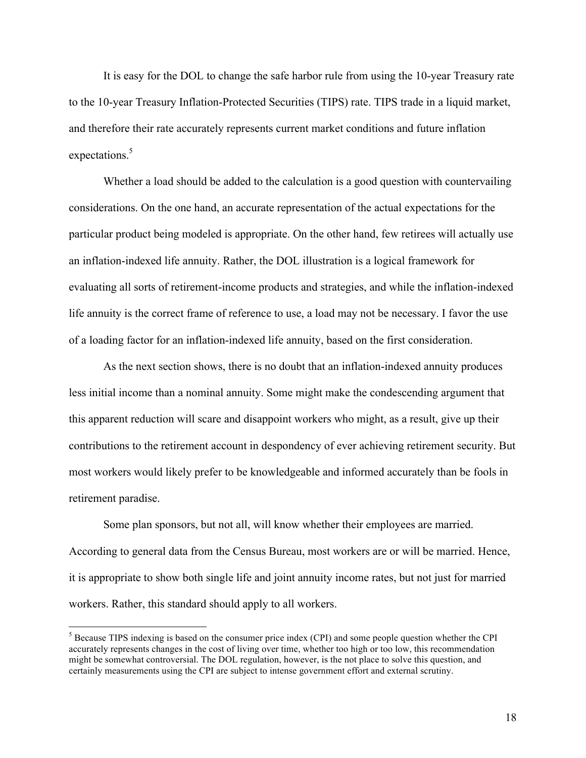It is easy for the DOL to change the safe harbor rule from using the 10-year Treasury rate to the 10-year Treasury Inflation-Protected Securities (TIPS) rate. TIPS trade in a liquid market, and therefore their rate accurately represents current market conditions and future inflation expectations.[5]

Whether a load should be added to the calculation is a good question with countervailing considerations. On the one hand, an accurate representation of the actual expectations for the particular product being modeled is appropriate. On the other hand, few retirees will actually use an inflation-indexed life annuity. Rather, the DOL illustration is a logical framework for evaluating all sorts of retirement-income products and strategies, and while the inflation-indexed life annuity is the correct frame of reference to use, a load may not be necessary. I favor the use of a loading factor for an inflation-indexed life annuity, based on the first consideration.

As the next section shows, there is no doubt that an inflation-indexed annuity produces less initial income than a nominal annuity. Some might make the condescending argument that this apparent reduction will scare and disappoint workers who might, as a result, give up their contributions to the retirement account in despondency of ever achieving retirement security. But most workers would likely prefer to be knowledgeable and informed accurately than be fools in retirement paradise.

Some plan sponsors, but not all, will know whether their employees are married. According to general data from the Census Bureau, most workers are or will be married. Hence, it is appropriate to show both single life and joint annuity income rates, but not just for married workers. Rather, this standard should apply to all workers.

---

[5] Because TIPS indexing is based on the consumer price index (CPI) and some people question whether the CPI accurately represents changes in the cost of living over time, whether too high or too low, this recommendation might be somewhat controversial. The DOL regulation, however, is the not place to solve this question, and certainly measurements using the CPI are subject to intense government effort and external scrutiny.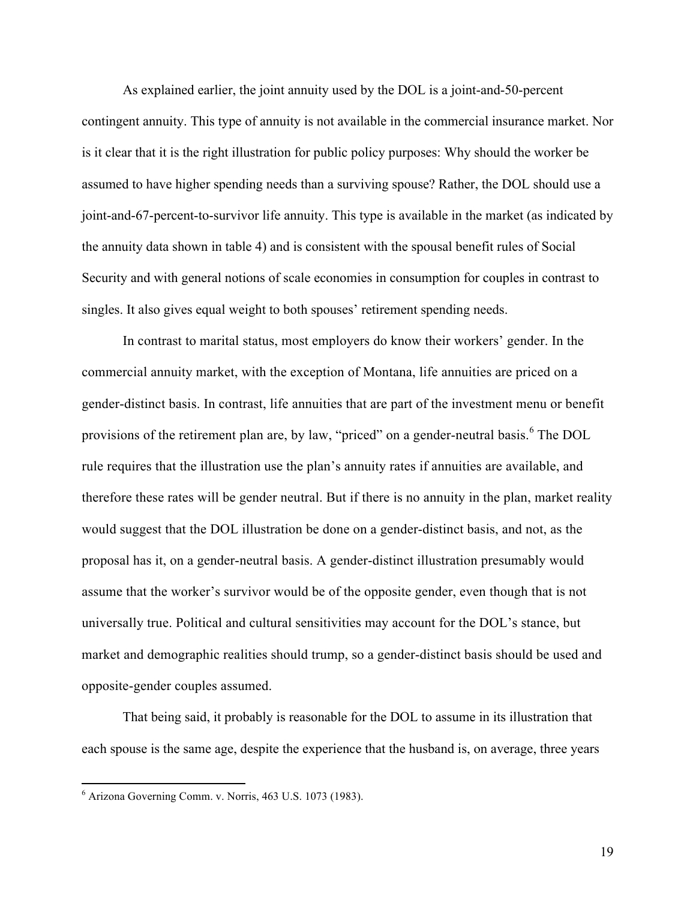As explained earlier, the joint annuity used by the DOL is a joint-and-50-percent contingent annuity. This type of annuity is not available in the commercial insurance market. Nor is it clear that it is the right illustration for public policy purposes: Why should the worker be assumed to have higher spending needs than a surviving spouse? Rather, the DOL should use a joint-and-67-percent-to-survivor life annuity. This type is available in the market (as indicated by the annuity data shown in table 4) and is consistent with the spousal benefit rules of Social Security and with general notions of scale economies in consumption for couples in contrast to singles. It also gives equal weight to both spouses' retirement spending needs.

In contrast to marital status, most employers do know their workers' gender. In the commercial annuity market, with the exception of Montana, life annuities are priced on a gender-distinct basis. In contrast, life annuities that are part of the investment menu or benefit provisions of the retirement plan are, by law, "priced" on a gender-neutral basis.[6] The DOL rule requires that the illustration use the plan's annuity rates if annuities are available, and therefore these rates will be gender neutral. But if there is no annuity in the plan, market reality would suggest that the DOL illustration be done on a gender-distinct basis, and not, as the proposal has it, on a gender-neutral basis. A gender-distinct illustration presumably would assume that the worker's survivor would be of the opposite gender, even though that is not universally true. Political and cultural sensitivities may account for the DOL's stance, but market and demographic realities should trump, so a gender-distinct basis should be used and opposite-gender couples assumed.

That being said, it probably is reasonable for the DOL to assume in its illustration that each spouse is the same age, despite the experience that the husband is, on average, three years

[6] Arizona Governing Comm. v. Norris, 463 U.S. 1073 (1983).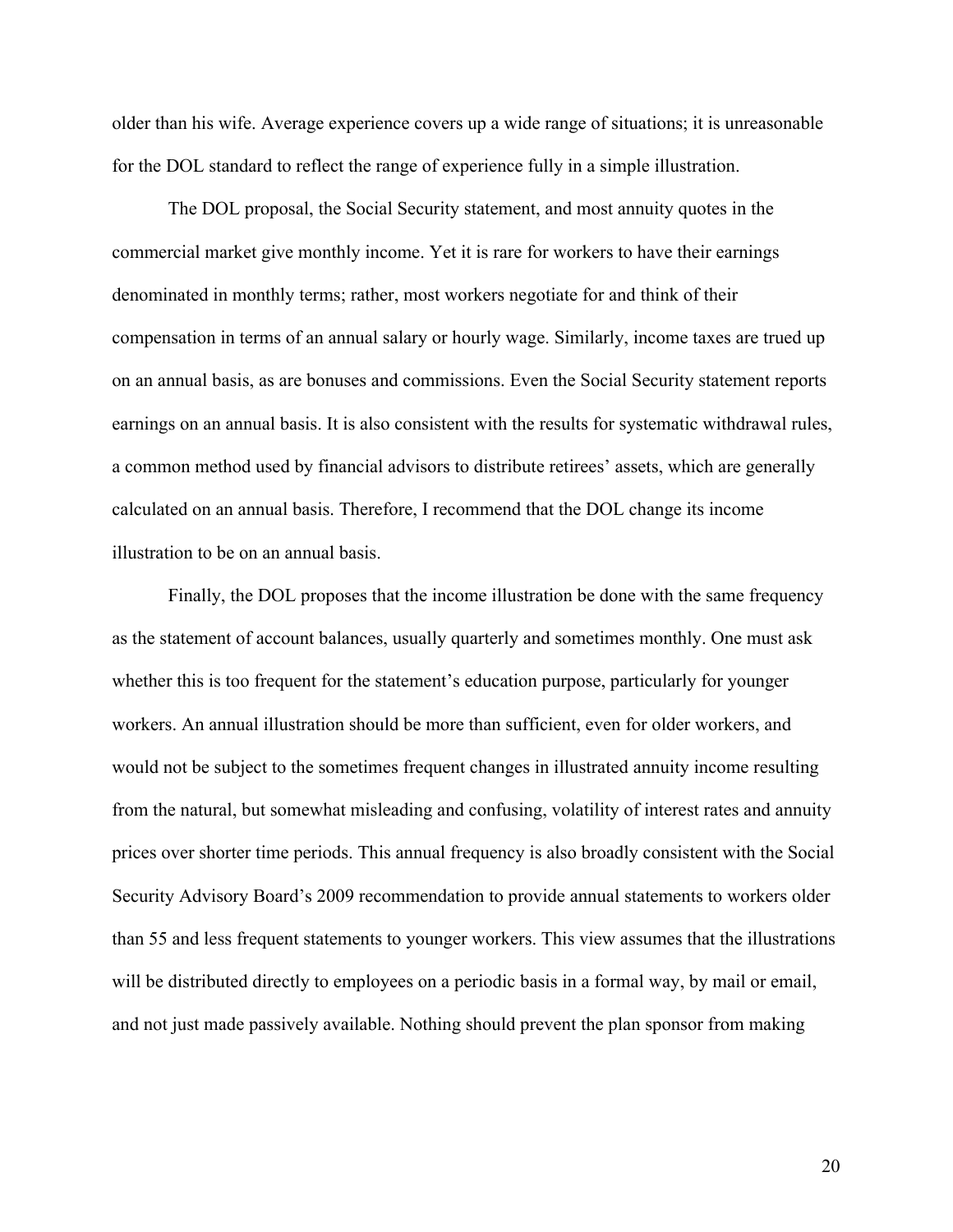older than his wife. Average experience covers up a wide range of situations; it is unreasonable for the DOL standard to reflect the range of experience fully in a simple illustration.

The DOL proposal, the Social Security statement, and most annuity quotes in the commercial market give monthly income. Yet it is rare for workers to have their earnings denominated in monthly terms; rather, most workers negotiate for and think of their compensation in terms of an annual salary or hourly wage. Similarly, income taxes are trued up on an annual basis, as are bonuses and commissions. Even the Social Security statement reports earnings on an annual basis. It is also consistent with the results for systematic withdrawal rules, a common method used by financial advisors to distribute retirees' assets, which are generally calculated on an annual basis. Therefore, I recommend that the DOL change its income illustration to be on an annual basis.

Finally, the DOL proposes that the income illustration be done with the same frequency as the statement of account balances, usually quarterly and sometimes monthly. One must ask whether this is too frequent for the statement's education purpose, particularly for younger workers. An annual illustration should be more than sufficient, even for older workers, and would not be subject to the sometimes frequent changes in illustrated annuity income resulting from the natural, but somewhat misleading and confusing, volatility of interest rates and annuity prices over shorter time periods. This annual frequency is also broadly consistent with the Social Security Advisory Board's 2009 recommendation to provide annual statements to workers older than 55 and less frequent statements to younger workers. This view assumes that the illustrations will be distributed directly to employees on a periodic basis in a formal way, by mail or email, and not just made passively available. Nothing should prevent the plan sponsor from making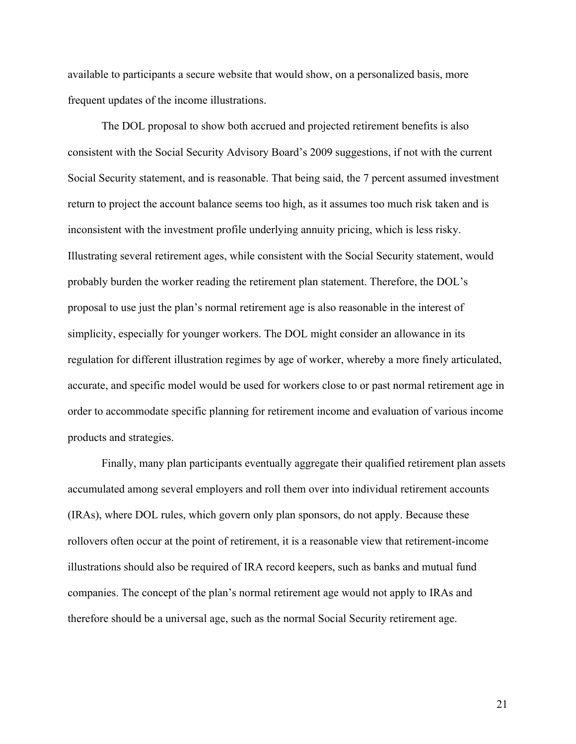available to participants a secure website that would show, on a personalized basis, more frequent updates of the income illustrations.

The DOL proposal to show both accrued and projected retirement benefits is also consistent with the Social Security Advisory Board's 2009 suggestions, if not with the current Social Security statement, and is reasonable. That being said, the 7 percent assumed investment return to project the account balance seems too high, as it assumes too much risk taken and is inconsistent with the investment profile underlying annuity pricing, which is less risky. Illustrating several retirement ages, while consistent with the Social Security statement, would probably burden the worker reading the retirement plan statement. Therefore, the DOL's proposal to use just the plan's normal retirement age is also reasonable in the interest of simplicity, especially for younger workers. The DOL might consider an allowance in its regulation for different illustration regimes by age of worker, whereby a more finely articulated, accurate, and specific model would be used for workers close to or past normal retirement age in order to accommodate specific planning for retirement income and evaluation of various income products and strategies.

Finally, many plan participants eventually aggregate their qualified retirement plan assets accumulated among several employers and roll them over into individual retirement accounts (IRAs), where DOL rules, which govern only plan sponsors, do not apply. Because these rollovers often occur at the point of retirement, it is a reasonable view that retirement-income illustrations should also be required of IRA record keepers, such as banks and mutual fund companies. The concept of the plan's normal retirement age would not apply to IRAs and therefore should be a universal age, such as the normal Social Security retirement age.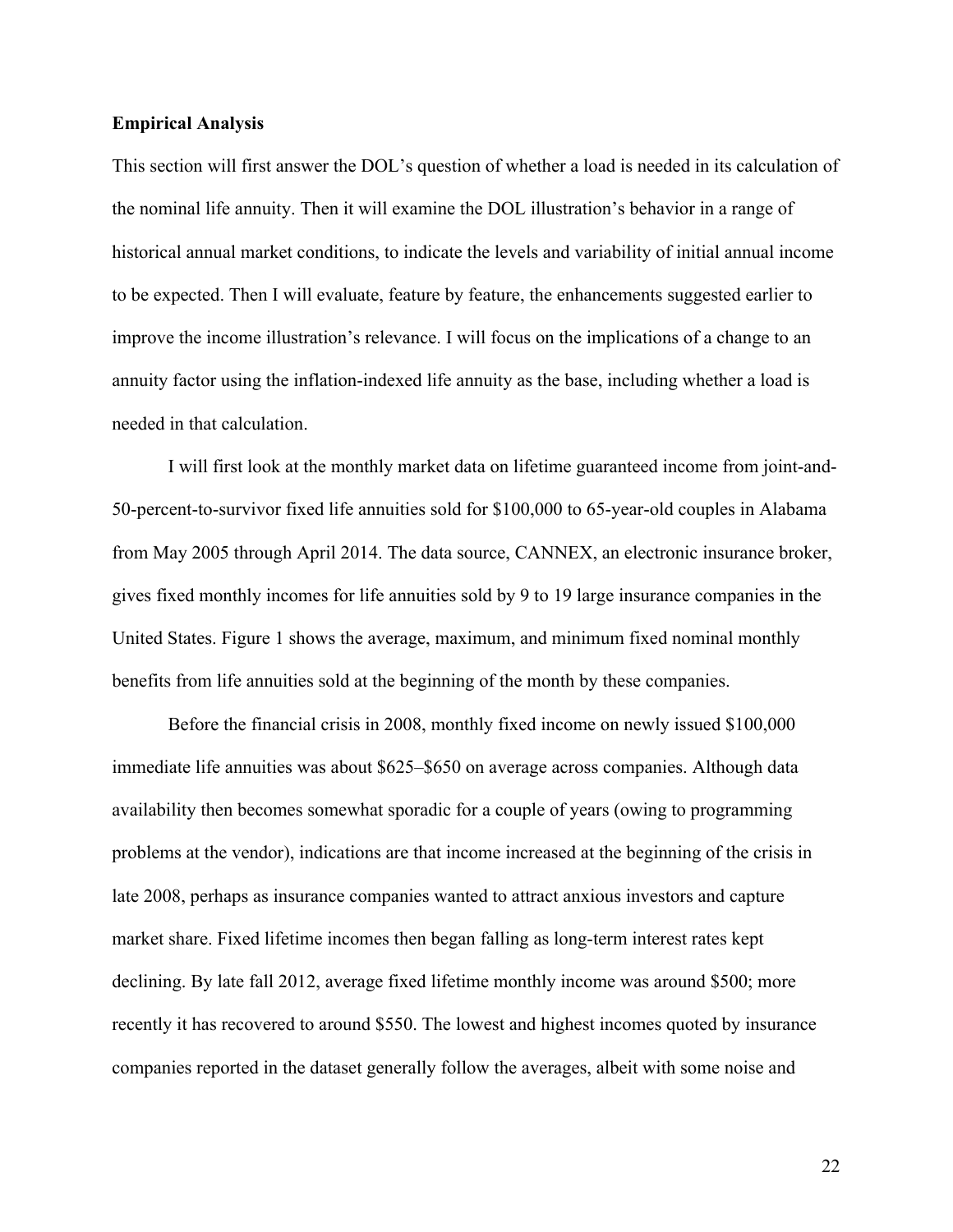**Empirical Analysis**

This section will first answer the DOL's question of whether a load is needed in its calculation of the nominal life annuity. Then it will examine the DOL illustration's behavior in a range of historical annual market conditions, to indicate the levels and variability of initial annual income to be expected. Then I will evaluate, feature by feature, the enhancements suggested earlier to improve the income illustration's relevance. I will focus on the implications of a change to an annuity factor using the inflation-indexed life annuity as the base, including whether a load is needed in that calculation.

I will first look at the monthly market data on lifetime guaranteed income from joint-and-50-percent-to-survivor fixed life annuities sold for $100,000 to 65-year-old couples in Alabama from May 2005 through April 2014. The data source, CANNEX, an electronic insurance broker, gives fixed monthly incomes for life annuities sold by 9 to 19 large insurance companies in the United States. Figure 1 shows the average, maximum, and minimum fixed nominal monthly benefits from life annuities sold at the beginning of the month by these companies.

Before the financial crisis in 2008, monthly fixed income on newly issued $100,000 immediate life annuities was about $625–$650 on average across companies. Although data availability then becomes somewhat sporadic for a couple of years (owing to programming problems at the vendor), indications are that income increased at the beginning of the crisis in late 2008, perhaps as insurance companies wanted to attract anxious investors and capture market share. Fixed lifetime incomes then began falling as long-term interest rates kept declining. By late fall 2012, average fixed lifetime monthly income was around $500; more recently it has recovered to around $550. The lowest and highest incomes quoted by insurance companies reported in the dataset generally follow the averages, albeit with some noise and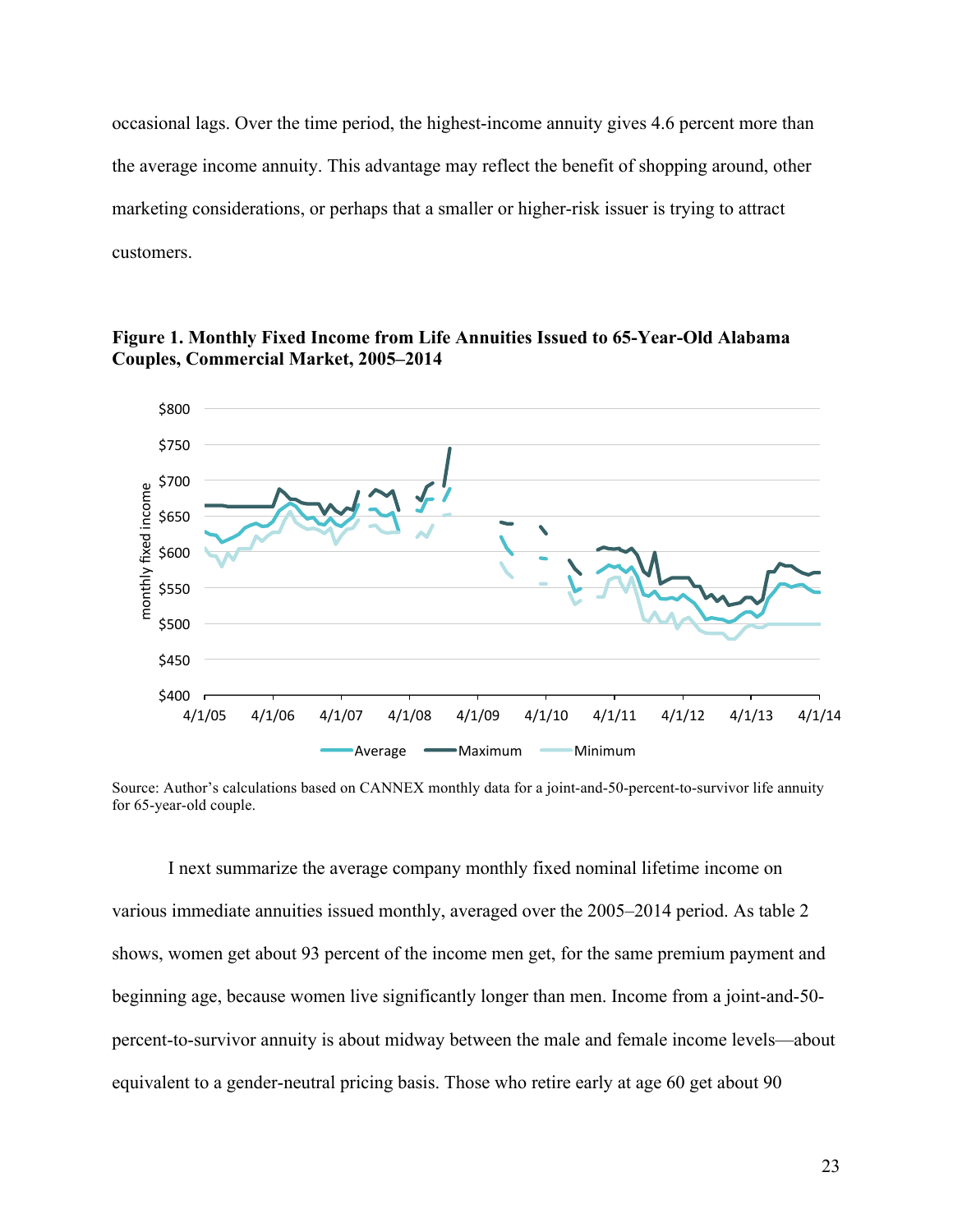occasional lags. Over the time period, the highest-income annuity gives 4.6 percent more than the average income annuity. This advantage may reflect the benefit of shopping around, other marketing considerations, or perhaps that a smaller or higher-risk issuer is trying to attract customers.

**Figure 1. Monthly Fixed Income from Life Annuities Issued to 65-Year-Old Alabama Couples, Commercial Market, 2005–2014**

Source: Author's calculations based on CANNEX monthly data for a joint-and-50-percent-to-survivor life annuity for 65-year-old couple.

I next summarize the average company monthly fixed nominal lifetime income on various immediate annuities issued monthly, averaged over the 2005–2014 period. As table 2 shows, women get about 93 percent of the income men get, for the same premium payment and beginning age, because women live significantly longer than men. Income from a joint-and-50-percent-to-survivor annuity is about midway between the male and female income levels—about equivalent to a gender-neutral pricing basis. Those who retire early at age 60 get about 90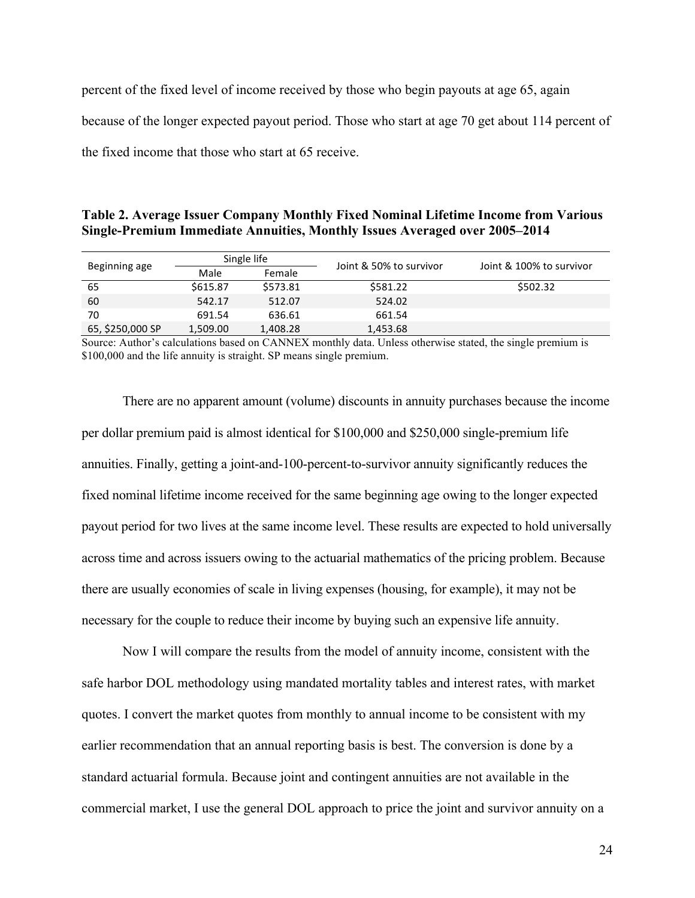percent of the fixed level of income received by those who begin payouts at age 65, again because of the longer expected payout period. Those who start at age 70 get about 114 percent of the fixed income that those who start at 65 receive.

**Table 2. Average Issuer Company Monthly Fixed Nominal Lifetime Income from Various Single-Premium Immediate Annuities, Monthly Issues Averaged over 2005–2014**

| Beginning age | Single life | | Joint & 50% to survivor | Joint & 100% to survivor |
|---|---|---|---|---|
| | Male | Female | | |
| 65 | $615.87 | $573.81 | $581.22 | $502.32 |
| 60 | 542.17 | 512.07 | 524.02 | |
| 70 | 691.54 | 636.61 | 661.54 | |
| 65, $250,000 SP | 1,509.00 | 1,408.28 | 1,453.68 | |

Source: Author's calculations based on CANNEX monthly data. Unless otherwise stated, the single premium is $100,000 and the life annuity is straight. SP means single premium.

There are no apparent amount (volume) discounts in annuity purchases because the income per dollar premium paid is almost identical for $100,000 and $250,000 single-premium life annuities. Finally, getting a joint-and-100-percent-to-survivor annuity significantly reduces the fixed nominal lifetime income received for the same beginning age owing to the longer expected payout period for two lives at the same income level. These results are expected to hold universally across time and across issuers owing to the actuarial mathematics of the pricing problem. Because there are usually economies of scale in living expenses (housing, for example), it may not be necessary for the couple to reduce their income by buying such an expensive life annuity.

Now I will compare the results from the model of annuity income, consistent with the safe harbor DOL methodology using mandated mortality tables and interest rates, with market quotes. I convert the market quotes from monthly to annual income to be consistent with my earlier recommendation that an annual reporting basis is best. The conversion is done by a standard actuarial formula. Because joint and contingent annuities are not available in the commercial market, I use the general DOL approach to price the joint and survivor annuity on a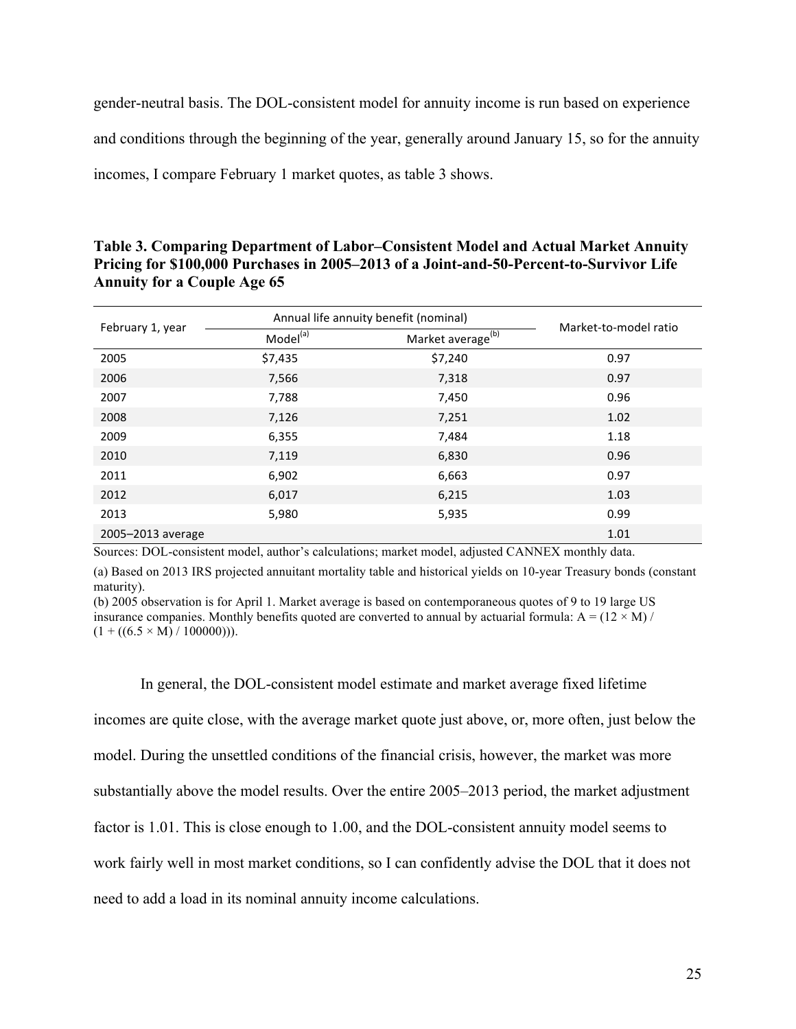gender-neutral basis. The DOL-consistent model for annuity income is run based on experience and conditions through the beginning of the year, generally around January 15, so for the annuity incomes, I compare February 1 market quotes, as table 3 shows.

**Table 3. Comparing Department of Labor–Consistent Model and Actual Market Annuity Pricing for $100,000 Purchases in 2005–2013 of a Joint-and-50-Percent-to-Survivor Life Annuity for a Couple Age 65**

| February 1, year | Annual life annuity benefit (nominal) | | Market-to-model ratio |
|---|---|---|---|
| | Model[a] | Market average[b] | |
| 2005 | $7,435 | $7,240 | 0.97 |
| 2006 | 7,566 | 7,318 | 0.97 |
| 2007 | 7,788 | 7,450 | 0.96 |
| 2008 | 7,126 | 7,251 | 1.02 |
| 2009 | 6,355 | 7,484 | 1.18 |
| 2010 | 7,119 | 6,830 | 0.96 |
| 2011 | 6,902 | 6,663 | 0.97 |
| 2012 | 6,017 | 6,215 | 1.03 |
| 2013 | 5,980 | 5,935 | 0.99 |
| 2005–2013 average | | | 1.01 |

Sources: DOL-consistent model, author's calculations; market model, adjusted CANNEX monthly data.

(a) Based on 2013 IRS projected annuitant mortality table and historical yields on 10-year Treasury bonds (constant maturity).

(b) 2005 observation is for April 1. Market average is based on contemporaneous quotes of 9 to 19 large US insurance companies. Monthly benefits quoted are converted to annual by actuarial formula: $A = (12 \times M) / (1 + ((6.5 \times M) / 100000)))$.

In general, the DOL-consistent model estimate and market average fixed lifetime incomes are quite close, with the average market quote just above, or, more often, just below the model. During the unsettled conditions of the financial crisis, however, the market was more substantially above the model results. Over the entire 2005–2013 period, the market adjustment factor is 1.01. This is close enough to 1.00, and the DOL-consistent annuity model seems to work fairly well in most market conditions, so I can confidently advise the DOL that it does not need to add a load in its nominal annuity income calculations.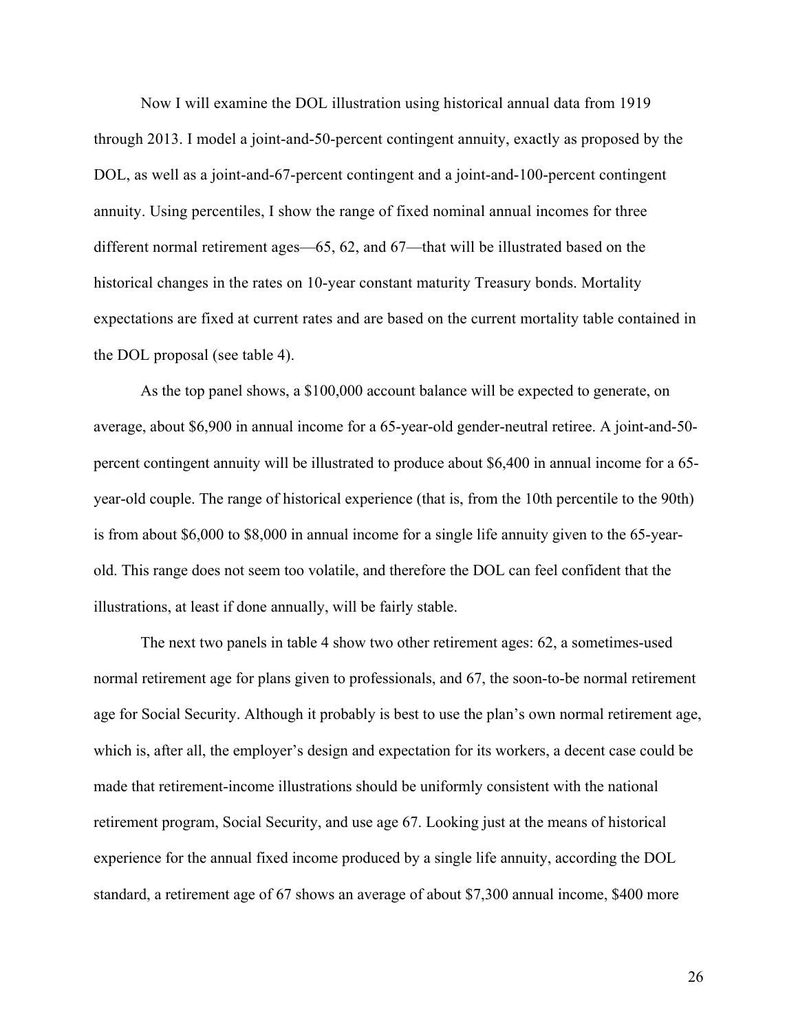Now I will examine the DOL illustration using historical annual data from 1919 through 2013. I model a joint-and-50-percent contingent annuity, exactly as proposed by the DOL, as well as a joint-and-67-percent contingent and a joint-and-100-percent contingent annuity. Using percentiles, I show the range of fixed nominal annual incomes for three different normal retirement ages—65, 62, and 67—that will be illustrated based on the historical changes in the rates on 10-year constant maturity Treasury bonds. Mortality expectations are fixed at current rates and are based on the current mortality table contained in the DOL proposal (see table 4).

As the top panel shows, a $100,000 account balance will be expected to generate, on average, about $6,900 in annual income for a 65-year-old gender-neutral retiree. A joint-and-50-percent contingent annuity will be illustrated to produce about $6,400 in annual income for a 65-year-old couple. The range of historical experience (that is, from the 10th percentile to the 90th) is from about $6,000 to $8,000 in annual income for a single life annuity given to the 65-year-old. This range does not seem too volatile, and therefore the DOL can feel confident that the illustrations, at least if done annually, will be fairly stable.

The next two panels in table 4 show two other retirement ages: 62, a sometimes-used normal retirement age for plans given to professionals, and 67, the soon-to-be normal retirement age for Social Security. Although it probably is best to use the plan's own normal retirement age, which is, after all, the employer's design and expectation for its workers, a decent case could be made that retirement-income illustrations should be uniformly consistent with the national retirement program, Social Security, and use age 67. Looking just at the means of historical experience for the annual fixed income produced by a single life annuity, according the DOL standard, a retirement age of 67 shows an average of about $7,300 annual income, $400 more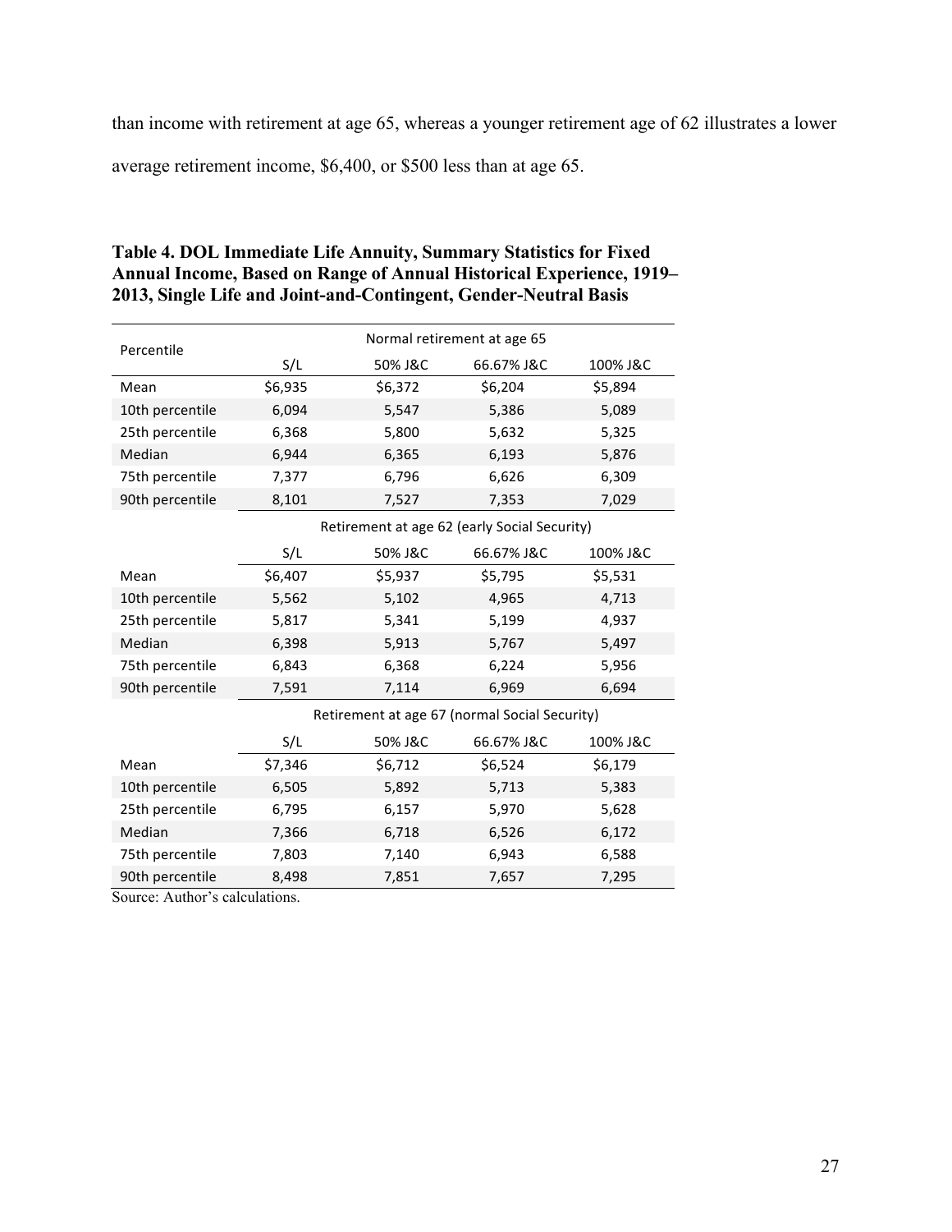than income with retirement at age 65, whereas a younger retirement age of 62 illustrates a lower average retirement income, $6,400, or $500 less than at age 65.

**Table 4. DOL Immediate Life Annuity, Summary Statistics for Fixed Annual Income, Based on Range of Annual Historical Experience, 1919–2013, Single Life and Joint-and-Contingent, Gender-Neutral Basis**

| Percentile | Normal retirement at age 65 | | | |
|---|---|---|---|---|
| | S/L | 50% J&C | 66.67% J&C | 100% J&C |
| Mean | $6,935 | $6,372 | $6,204 | $5,894 |
| 10th percentile | 6,094 | 5,547 | 5,386 | 5,089 |
| 25th percentile | 6,368 | 5,800 | 5,632 | 5,325 |
| Median | 6,944 | 6,365 | 6,193 | 5,876 |
| 75th percentile | 7,377 | 6,796 | 6,626 | 6,309 |
| 90th percentile | 8,101 | 7,527 | 7,353 | 7,029 |
| | Retirement at age 62 (early Social Security) | | | |
| | S/L | 50% J&C | 66.67% J&C | 100% J&C |
| Mean | $6,407 | $5,937 | $5,795 | $5,531 |
| 10th percentile | 5,562 | 5,102 | 4,965 | 4,713 |
| 25th percentile | 5,817 | 5,341 | 5,199 | 4,937 |
| Median | 6,398 | 5,913 | 5,767 | 5,497 |
| 75th percentile | 6,843 | 6,368 | 6,224 | 5,956 |
| 90th percentile | 7,591 | 7,114 | 6,969 | 6,694 |
| | Retirement at age 67 (normal Social Security) | | | |
| | S/L | 50% J&C | 66.67% J&C | 100% J&C |
| Mean | $7,346 | $6,712 | $6,524 | $6,179 |
| 10th percentile | 6,505 | 5,892 | 5,713 | 5,383 |
| 25th percentile | 6,795 | 6,157 | 5,970 | 5,628 |
| Median | 7,366 | 6,718 | 6,526 | 6,172 |
| 75th percentile | 7,803 | 7,140 | 6,943 | 6,588 |
| 90th percentile | 8,498 | 7,851 | 7,657 | 7,295 |

Source: Author's calculations.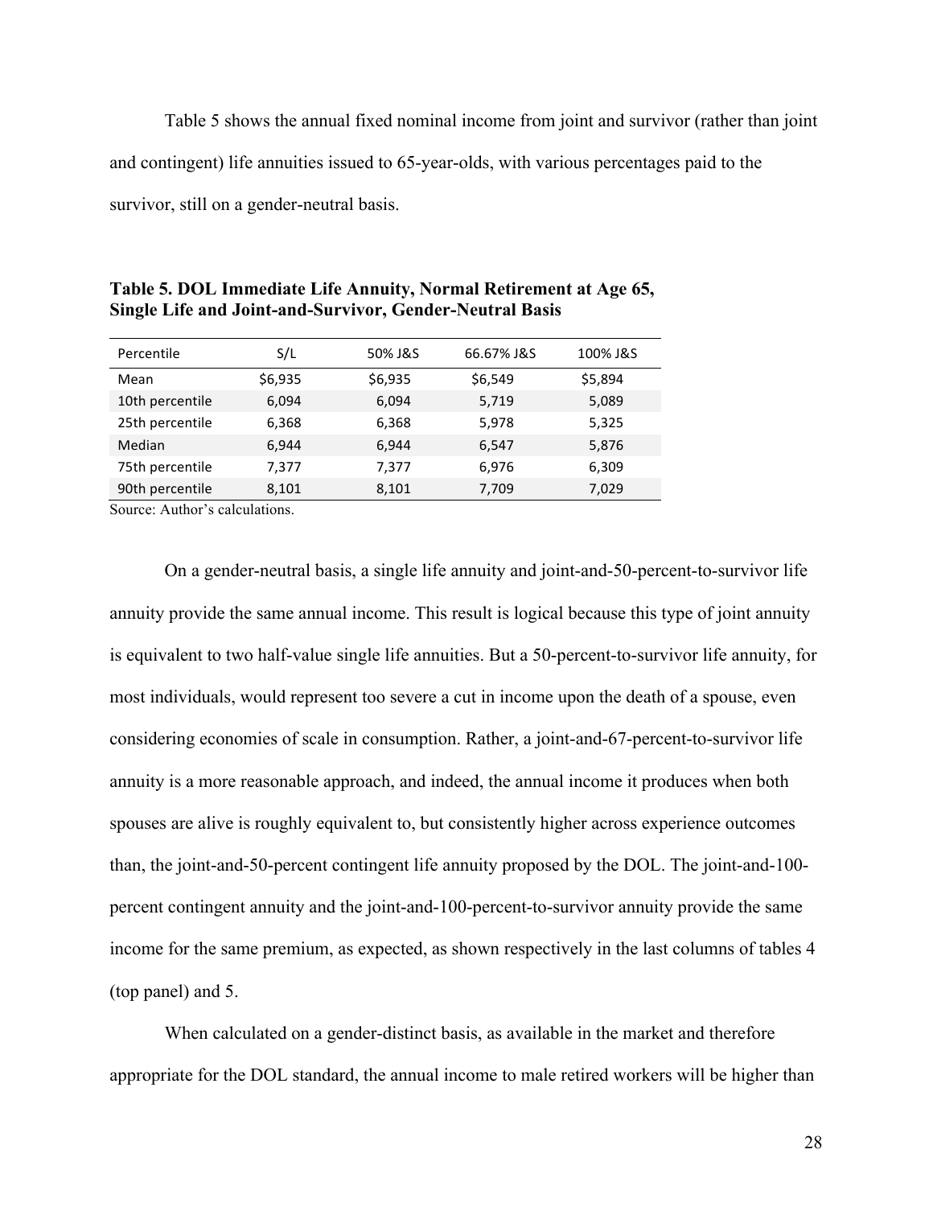Table 5 shows the annual fixed nominal income from joint and survivor (rather than joint and contingent) life annuities issued to 65-year-olds, with various percentages paid to the survivor, still on a gender-neutral basis.

**Table 5. DOL Immediate Life Annuity, Normal Retirement at Age 65, Single Life and Joint-and-Survivor, Gender-Neutral Basis**

| Percentile | S/L | 50% J&S | 66.67% J&S | 100% J&S |
|---|---|---|---|---|
| Mean | $6,935 | $6,935 | $6,549 | $5,894 |
| 10th percentile | 6,094 | 6,094 | 5,719 | 5,089 |
| 25th percentile | 6,368 | 6,368 | 5,978 | 5,325 |
| Median | 6,944 | 6,944 | 6,547 | 5,876 |
| 75th percentile | 7,377 | 7,377 | 6,976 | 6,309 |
| 90th percentile | 8,101 | 8,101 | 7,709 | 7,029 |

Source: Author's calculations.

On a gender-neutral basis, a single life annuity and joint-and-50-percent-to-survivor life annuity provide the same annual income. This result is logical because this type of joint annuity is equivalent to two half-value single life annuities. But a 50-percent-to-survivor life annuity, for most individuals, would represent too severe a cut in income upon the death of a spouse, even considering economies of scale in consumption. Rather, a joint-and-67-percent-to-survivor life annuity is a more reasonable approach, and indeed, the annual income it produces when both spouses are alive is roughly equivalent to, but consistently higher across experience outcomes than, the joint-and-50-percent contingent life annuity proposed by the DOL. The joint-and-100-percent contingent annuity and the joint-and-100-percent-to-survivor annuity provide the same income for the same premium, as expected, as shown respectively in the last columns of tables 4 (top panel) and 5.

When calculated on a gender-distinct basis, as available in the market and therefore appropriate for the DOL standard, the annual income to male retired workers will be higher than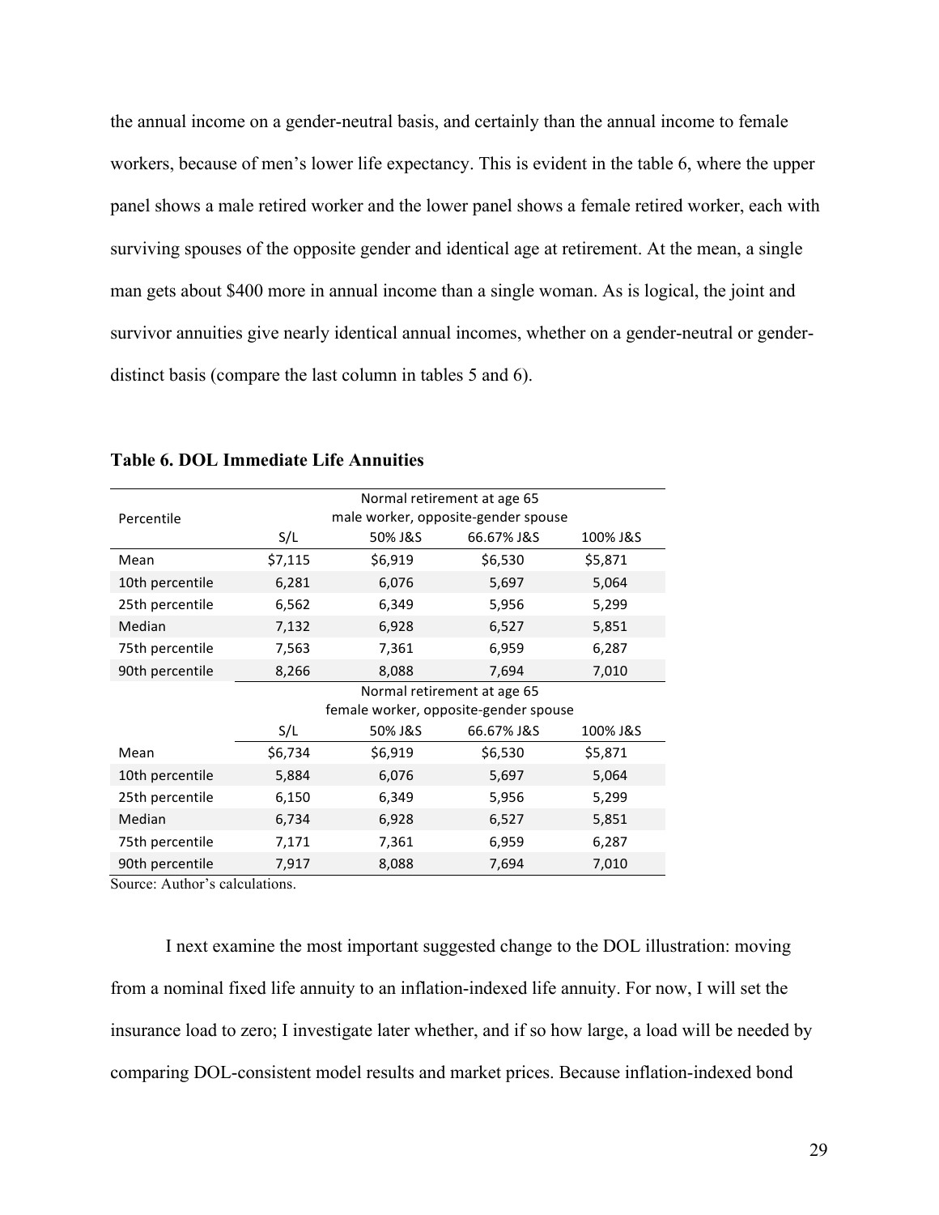the annual income on a gender-neutral basis, and certainly than the annual income to female workers, because of men's lower life expectancy. This is evident in the table 6, where the upper panel shows a male retired worker and the lower panel shows a female retired worker, each with surviving spouses of the opposite gender and identical age at retirement. At the mean, a single man gets about $400 more in annual income than a single woman. As is logical, the joint and survivor annuities give nearly identical annual incomes, whether on a gender-neutral or gender-distinct basis (compare the last column in tables 5 and 6).

**Table 6. DOL Immediate Life Annuities**

| Percentile | Normal retirement at age 65 male worker, opposite-gender spouse | | | |
|---|---|---|---|---|
| | S/L | 50% J&S | 66.67% J&S | 100% J&S |
| Mean | $7,115 | $6,919 | $6,530 | $5,871 |
| 10th percentile | 6,281 | 6,076 | 5,697 | 5,064 |
| 25th percentile | 6,562 | 6,349 | 5,956 | 5,299 |
| Median | 7,132 | 6,928 | 6,527 | 5,851 |
| 75th percentile | 7,563 | 7,361 | 6,959 | 6,287 |
| 90th percentile | 8,266 | 8,088 | 7,694 | 7,010 |
| | Normal retirement at age 65 female worker, opposite-gender spouse | | | |
| | S/L | 50% J&S | 66.67% J&S | 100% J&S |
| Mean | $6,734 | $6,919 | $6,530 | $5,871 |
| 10th percentile | 5,884 | 6,076 | 5,697 | 5,064 |
| 25th percentile | 6,150 | 6,349 | 5,956 | 5,299 |
| Median | 6,734 | 6,928 | 6,527 | 5,851 |
| 75th percentile | 7,171 | 7,361 | 6,959 | 6,287 |
| 90th percentile | 7,917 | 8,088 | 7,694 | 7,010 |

Source: Author's calculations.

I next examine the most important suggested change to the DOL illustration: moving from a nominal fixed life annuity to an inflation-indexed life annuity. For now, I will set the insurance load to zero; I investigate later whether, and if so how large, a load will be needed by comparing DOL-consistent model results and market prices. Because inflation-indexed bond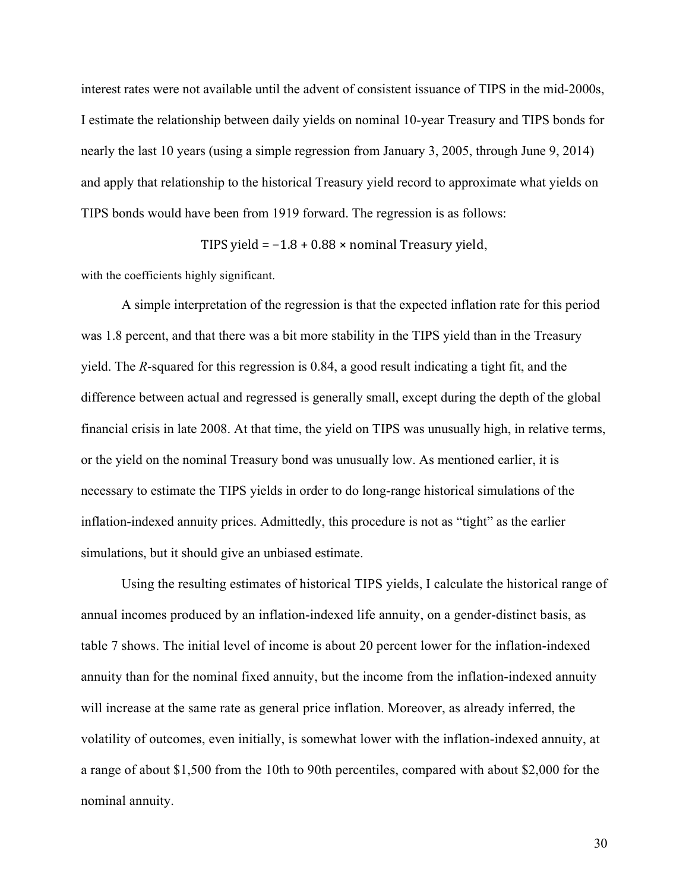interest rates were not available until the advent of consistent issuance of TIPS in the mid-2000s, I estimate the relationship between daily yields on nominal 10-year Treasury and TIPS bonds for nearly the last 10 years (using a simple regression from January 3, 2005, through June 9, 2014) and apply that relationship to the historical Treasury yield record to approximate what yields on TIPS bonds would have been from 1919 forward. The regression is as follows:

$$\text{TIPS yield} = -1.8 + 0.88 \times \text{nominal Treasury yield},$$

with the coefficients highly significant.

A simple interpretation of the regression is that the expected inflation rate for this period was 1.8 percent, and that there was a bit more stability in the TIPS yield than in the Treasury yield. The *R*-squared for this regression is 0.84, a good result indicating a tight fit, and the difference between actual and regressed is generally small, except during the depth of the global financial crisis in late 2008. At that time, the yield on TIPS was unusually high, in relative terms, or the yield on the nominal Treasury bond was unusually low. As mentioned earlier, it is necessary to estimate the TIPS yields in order to do long-range historical simulations of the inflation-indexed annuity prices. Admittedly, this procedure is not as "tight" as the earlier simulations, but it should give an unbiased estimate.

Using the resulting estimates of historical TIPS yields, I calculate the historical range of annual incomes produced by an inflation-indexed life annuity, on a gender-distinct basis, as table 7 shows. The initial level of income is about 20 percent lower for the inflation-indexed annuity than for the nominal fixed annuity, but the income from the inflation-indexed annuity will increase at the same rate as general price inflation. Moreover, as already inferred, the volatility of outcomes, even initially, is somewhat lower with the inflation-indexed annuity, at a range of about \$1,500 from the 10th to 90th percentiles, compared with about \$2,000 for the nominal annuity.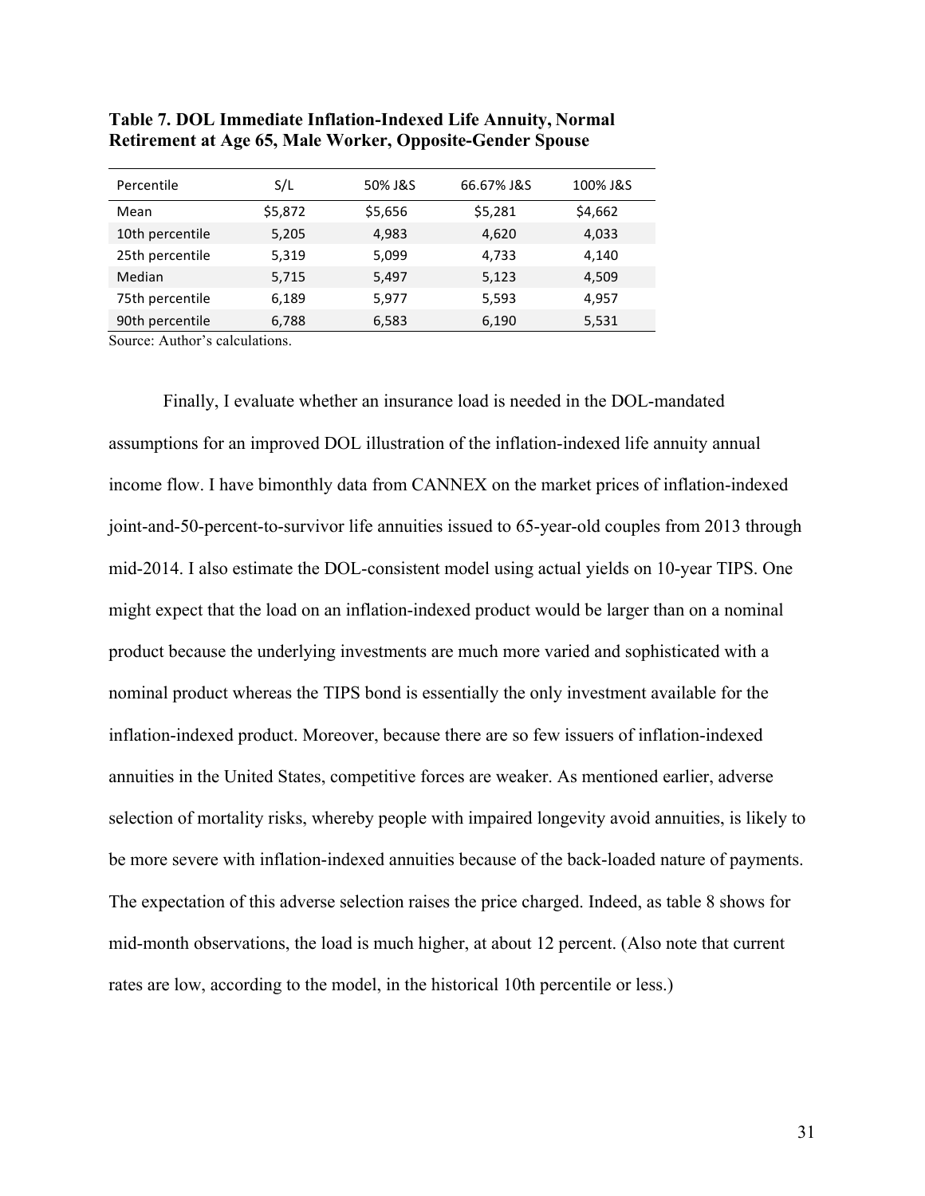**Table 7. DOL Immediate Inflation-Indexed Life Annuity, Normal Retirement at Age 65, Male Worker, Opposite-Gender Spouse**

| Percentile | S/L | 50% J&S | 66.67% J&S | 100% J&S |
|---|---|---|---|---|
| Mean | $5,872 | $5,656 | $5,281 | $4,662 |
| 10th percentile | 5,205 | 4,983 | 4,620 | 4,033 |
| 25th percentile | 5,319 | 5,099 | 4,733 | 4,140 |
| Median | 5,715 | 5,497 | 5,123 | 4,509 |
| 75th percentile | 6,189 | 5,977 | 5,593 | 4,957 |
| 90th percentile | 6,788 | 6,583 | 6,190 | 5,531 |

Source: Author's calculations.

Finally, I evaluate whether an insurance load is needed in the DOL-mandated assumptions for an improved DOL illustration of the inflation-indexed life annuity annual income flow. I have bimonthly data from CANNEX on the market prices of inflation-indexed joint-and-50-percent-to-survivor life annuities issued to 65-year-old couples from 2013 through mid-2014. I also estimate the DOL-consistent model using actual yields on 10-year TIPS. One might expect that the load on an inflation-indexed product would be larger than on a nominal product because the underlying investments are much more varied and sophisticated with a nominal product whereas the TIPS bond is essentially the only investment available for the inflation-indexed product. Moreover, because there are so few issuers of inflation-indexed annuities in the United States, competitive forces are weaker. As mentioned earlier, adverse selection of mortality risks, whereby people with impaired longevity avoid annuities, is likely to be more severe with inflation-indexed annuities because of the back-loaded nature of payments. The expectation of this adverse selection raises the price charged. Indeed, as table 8 shows for mid-month observations, the load is much higher, at about 12 percent. (Also note that current rates are low, according to the model, in the historical 10th percentile or less.)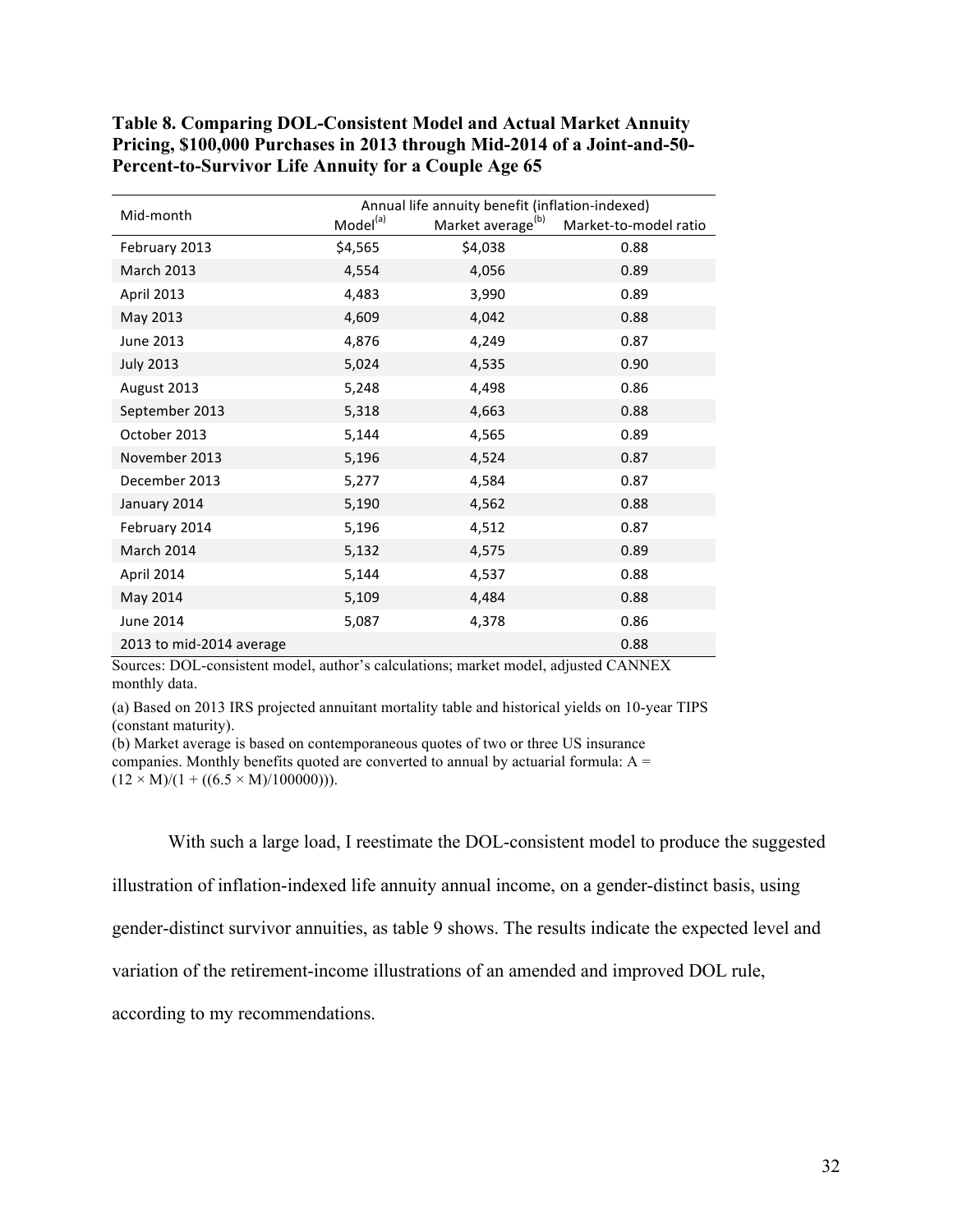**Table 8. Comparing DOL-Consistent Model and Actual Market Annuity Pricing, $100,000 Purchases in 2013 through Mid-2014 of a Joint-and-50-Percent-to-Survivor Life Annuity for a Couple Age 65**

| Mid-month | Annual life annuity benefit (inflation-indexed) | | |
|---|---|---|---|
| | Model[(a)] | Market average[(b)] | Market-to-model ratio |
| February 2013 | $4,565 | $4,038 | 0.88 |
| March 2013 | 4,554 | 4,056 | 0.89 |
| April 2013 | 4,483 | 3,990 | 0.89 |
| May 2013 | 4,609 | 4,042 | 0.88 |
| June 2013 | 4,876 | 4,249 | 0.87 |
| July 2013 | 5,024 | 4,535 | 0.90 |
| August 2013 | 5,248 | 4,498 | 0.86 |
| September 2013 | 5,318 | 4,663 | 0.88 |
| October 2013 | 5,144 | 4,565 | 0.89 |
| November 2013 | 5,196 | 4,524 | 0.87 |
| December 2013 | 5,277 | 4,584 | 0.87 |
| January 2014 | 5,190 | 4,562 | 0.88 |
| February 2014 | 5,196 | 4,512 | 0.87 |
| March 2014 | 5,132 | 4,575 | 0.89 |
| April 2014 | 5,144 | 4,537 | 0.88 |
| May 2014 | 5,109 | 4,484 | 0.88 |
| June 2014 | 5,087 | 4,378 | 0.86 |
| 2013 to mid-2014 average | | | 0.88 |

Sources: DOL-consistent model, author's calculations; market model, adjusted CANNEX monthly data.

(a) Based on 2013 IRS projected annuitant mortality table and historical yields on 10-year TIPS (constant maturity).

(b) Market average is based on contemporaneous quotes of two or three US insurance companies. Monthly benefits quoted are converted to annual by actuarial formula: $A = (12 \times M)/(1 + ((6.5 \times M)/100000)))$.

With such a large load, I reestimate the DOL-consistent model to produce the suggested illustration of inflation-indexed life annuity annual income, on a gender-distinct basis, using gender-distinct survivor annuities, as table 9 shows. The results indicate the expected level and variation of the retirement-income illustrations of an amended and improved DOL rule, according to my recommendations.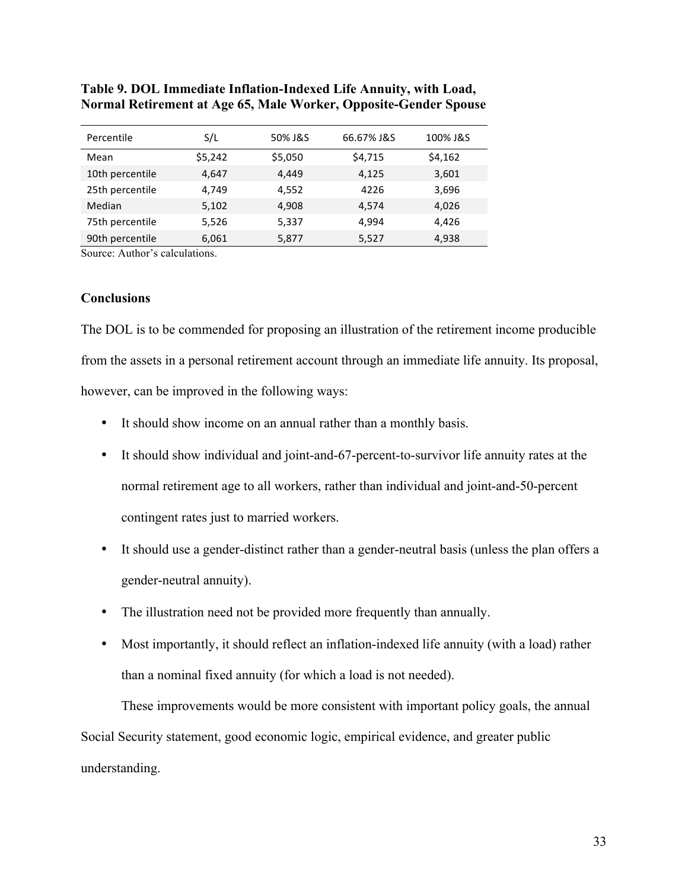**Table 9. DOL Immediate Inflation-Indexed Life Annuity, with Load, Normal Retirement at Age 65, Male Worker, Opposite-Gender Spouse**

| Percentile | S/L | 50% J&S | 66.67% J&S | 100% J&S |
|---|---|---|---|---|
| Mean | $5,242 | $5,050 | $4,715 | $4,162 |
| 10th percentile | 4,647 | 4,449 | 4,125 | 3,601 |
| 25th percentile | 4,749 | 4,552 | 4226 | 3,696 |
| Median | 5,102 | 4,908 | 4,574 | 4,026 |
| 75th percentile | 5,526 | 5,337 | 4,994 | 4,426 |
| 90th percentile | 6,061 | 5,877 | 5,527 | 4,938 |

Source: Author's calculations.

## Conclusions

The DOL is to be commended for proposing an illustration of the retirement income producible from the assets in a personal retirement account through an immediate life annuity. Its proposal, however, can be improved in the following ways:

- It should show income on an annual rather than a monthly basis.
- It should show individual and joint-and-67-percent-to-survivor life annuity rates at the normal retirement age to all workers, rather than individual and joint-and-50-percent contingent rates just to married workers.
- It should use a gender-distinct rather than a gender-neutral basis (unless the plan offers a gender-neutral annuity).
- The illustration need not be provided more frequently than annually.
- Most importantly, it should reflect an inflation-indexed life annuity (with a load) rather than a nominal fixed annuity (for which a load is not needed).

These improvements would be more consistent with important policy goals, the annual Social Security statement, good economic logic, empirical evidence, and greater public understanding.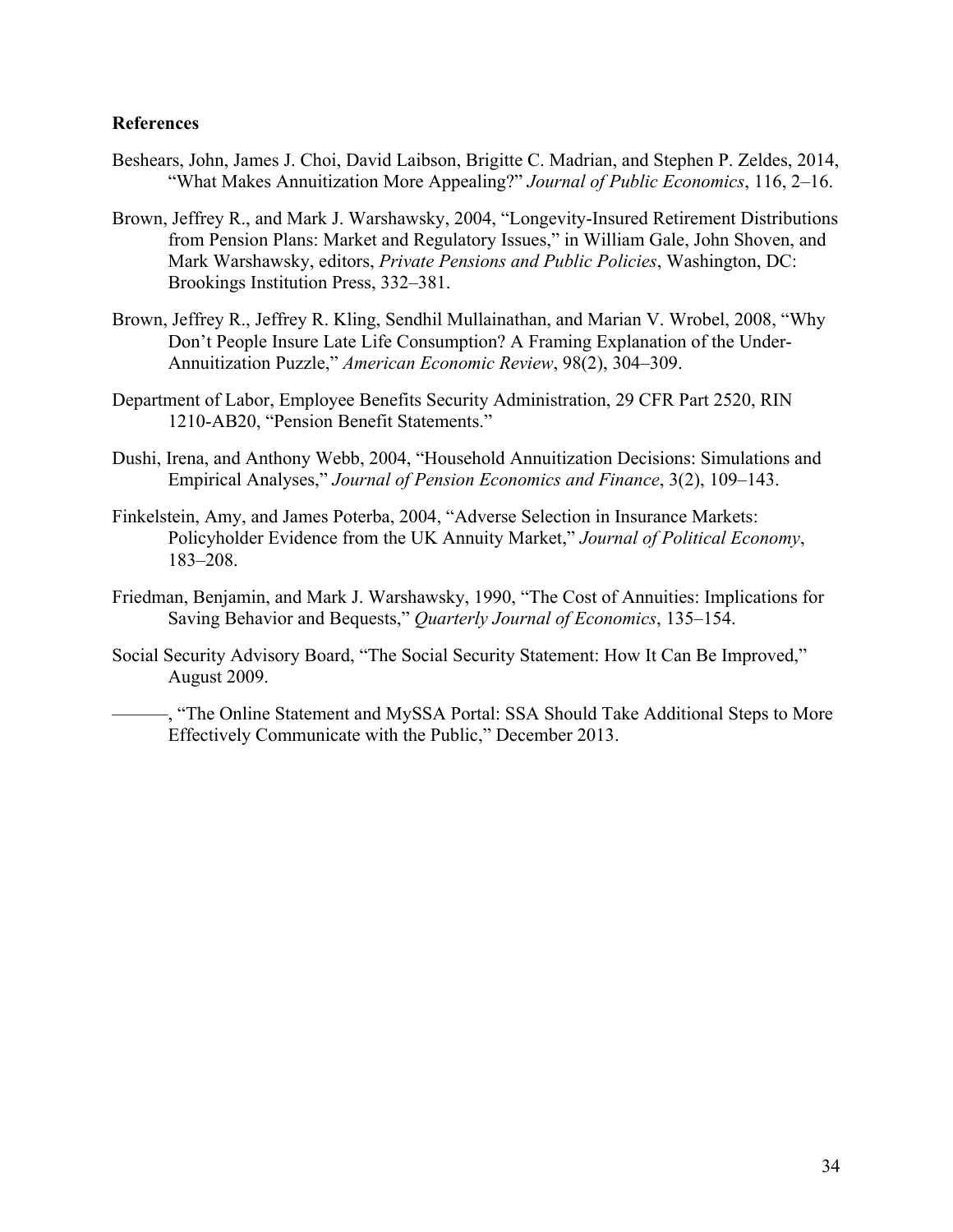## References

Beshears, John, James J. Choi, David Laibson, Brigitte C. Madrian, and Stephen P. Zeldes, 2014, "What Makes Annuitization More Appealing?" *Journal of Public Economics*, 116, 2–16.

Brown, Jeffrey R., and Mark J. Warshawsky, 2004, "Longevity-Insured Retirement Distributions from Pension Plans: Market and Regulatory Issues," in William Gale, John Shoven, and Mark Warshawsky, editors, *Private Pensions and Public Policies*, Washington, DC: Brookings Institution Press, 332–381.

Brown, Jeffrey R., Jeffrey R. Kling, Sendhil Mullainathan, and Marian V. Wrobel, 2008, "Why Don't People Insure Late Life Consumption? A Framing Explanation of the Under-Annuitization Puzzle," *American Economic Review*, 98(2), 304–309.

Department of Labor, Employee Benefits Security Administration, 29 CFR Part 2520, RIN 1210-AB20, "Pension Benefit Statements."

Dushi, Irena, and Anthony Webb, 2004, "Household Annuitization Decisions: Simulations and Empirical Analyses," *Journal of Pension Economics and Finance*, 3(2), 109–143.

Finkelstein, Amy, and James Poterba, 2004, "Adverse Selection in Insurance Markets: Policyholder Evidence from the UK Annuity Market," *Journal of Political Economy*, 183–208.

Friedman, Benjamin, and Mark J. Warshawsky, 1990, "The Cost of Annuities: Implications for Saving Behavior and Bequests," *Quarterly Journal of Economics*, 135–154.

Social Security Advisory Board, "The Social Security Statement: How It Can Be Improved," August 2009.

———, "The Online Statement and MySSA Portal: SSA Should Take Additional Steps to More Effectively Communicate with the Public," December 2013.